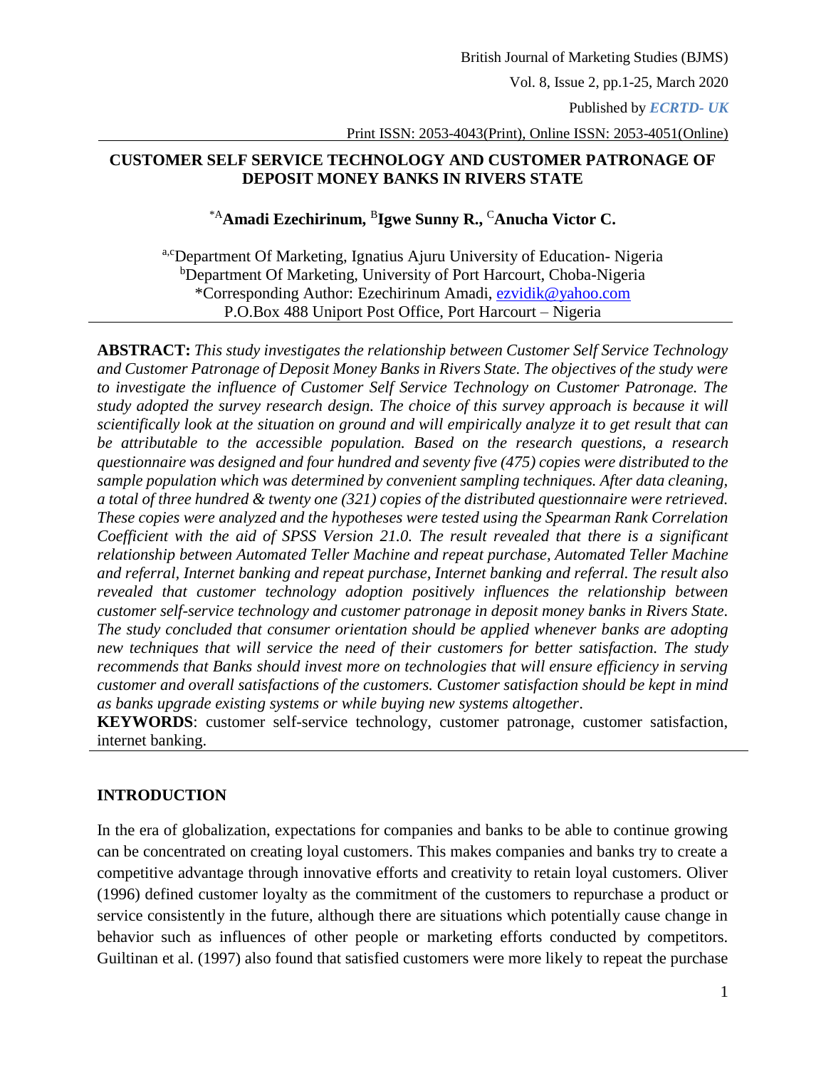# CUSTOMER SELF SERVICE TECHNOLOGY AND CUSTOMER PATRONAGE OF DEPOSIT MONEY BANKS IN RIVERS STATE

**[*A]Amadi Ezechirinum, [B]Igwe Sunny R., [C]Anucha Victor C.**

[a,c]Department Of Marketing, Ignatius Ajuru University of Education- Nigeria
[b]Department Of Marketing, University of Port Harcourt, Choba-Nigeria
*Corresponding Author: Ezechirinum Amadi, ezvidik@yahoo.com
P.O.Box 488 Uniport Post Office, Port Harcourt – Nigeria

**ABSTRACT:** *This study investigates the relationship between Customer Self Service Technology and Customer Patronage of Deposit Money Banks in Rivers State. The objectives of the study were to investigate the influence of Customer Self Service Technology on Customer Patronage. The study adopted the survey research design. The choice of this survey approach is because it will scientifically look at the situation on ground and will empirically analyze it to get result that can be attributable to the accessible population. Based on the research questions, a research questionnaire was designed and four hundred and seventy five (475) copies were distributed to the sample population which was determined by convenient sampling techniques. After data cleaning, a total of three hundred & twenty one (321) copies of the distributed questionnaire were retrieved. These copies were analyzed and the hypotheses were tested using the Spearman Rank Correlation Coefficient with the aid of SPSS Version 21.0. The result revealed that there is a significant relationship between Automated Teller Machine and repeat purchase, Automated Teller Machine and referral, Internet banking and repeat purchase, Internet banking and referral. The result also revealed that customer technology adoption positively influences the relationship between customer self-service technology and customer patronage in deposit money banks in Rivers State. The study concluded that consumer orientation should be applied whenever banks are adopting new techniques that will service the need of their customers for better satisfaction. The study recommends that Banks should invest more on technologies that will ensure efficiency in serving customer and overall satisfactions of the customers. Customer satisfaction should be kept in mind as banks upgrade existing systems or while buying new systems altogether*.

**KEYWORDS**: customer self-service technology, customer patronage, customer satisfaction, internet banking.

## INTRODUCTION

In the era of globalization, expectations for companies and banks to be able to continue growing can be concentrated on creating loyal customers. This makes companies and banks try to create a competitive advantage through innovative efforts and creativity to retain loyal customers. Oliver (1996) defined customer loyalty as the commitment of the customers to repurchase a product or service consistently in the future, although there are situations which potentially cause change in behavior such as influences of other people or marketing efforts conducted by competitors. Guiltinan et al. (1997) also found that satisfied customers were more likely to repeat the purchase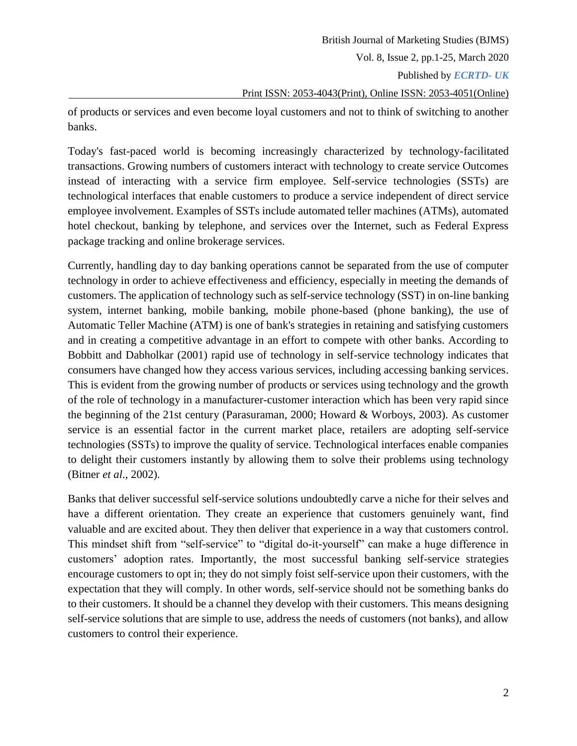of products or services and even become loyal customers and not to think of switching to another banks.

Today's fast-paced world is becoming increasingly characterized by technology-facilitated transactions. Growing numbers of customers interact with technology to create service Outcomes instead of interacting with a service firm employee. Self-service technologies (SSTs) are technological interfaces that enable customers to produce a service independent of direct service employee involvement. Examples of SSTs include automated teller machines (ATMs), automated hotel checkout, banking by telephone, and services over the Internet, such as Federal Express package tracking and online brokerage services.

Currently, handling day to day banking operations cannot be separated from the use of computer technology in order to achieve effectiveness and efficiency, especially in meeting the demands of customers. The application of technology such as self-service technology (SST) in on-line banking system, internet banking, mobile banking, mobile phone-based (phone banking), the use of Automatic Teller Machine (ATM) is one of bank's strategies in retaining and satisfying customers and in creating a competitive advantage in an effort to compete with other banks. According to Bobbitt and Dabholkar (2001) rapid use of technology in self-service technology indicates that consumers have changed how they access various services, including accessing banking services. This is evident from the growing number of products or services using technology and the growth of the role of technology in a manufacturer-customer interaction which has been very rapid since the beginning of the 21st century (Parasuraman, 2000; Howard & Worboys, 2003). As customer service is an essential factor in the current market place, retailers are adopting self-service technologies (SSTs) to improve the quality of service. Technological interfaces enable companies to delight their customers instantly by allowing them to solve their problems using technology (Bitner *et al*., 2002).

Banks that deliver successful self-service solutions undoubtedly carve a niche for their selves and have a different orientation. They create an experience that customers genuinely want, find valuable and are excited about. They then deliver that experience in a way that customers control. This mindset shift from "self-service" to "digital do-it-yourself" can make a huge difference in customers' adoption rates. Importantly, the most successful banking self-service strategies encourage customers to opt in; they do not simply foist self-service upon their customers, with the expectation that they will comply. In other words, self-service should not be something banks do to their customers. It should be a channel they develop with their customers. This means designing self-service solutions that are simple to use, address the needs of customers (not banks), and allow customers to control their experience.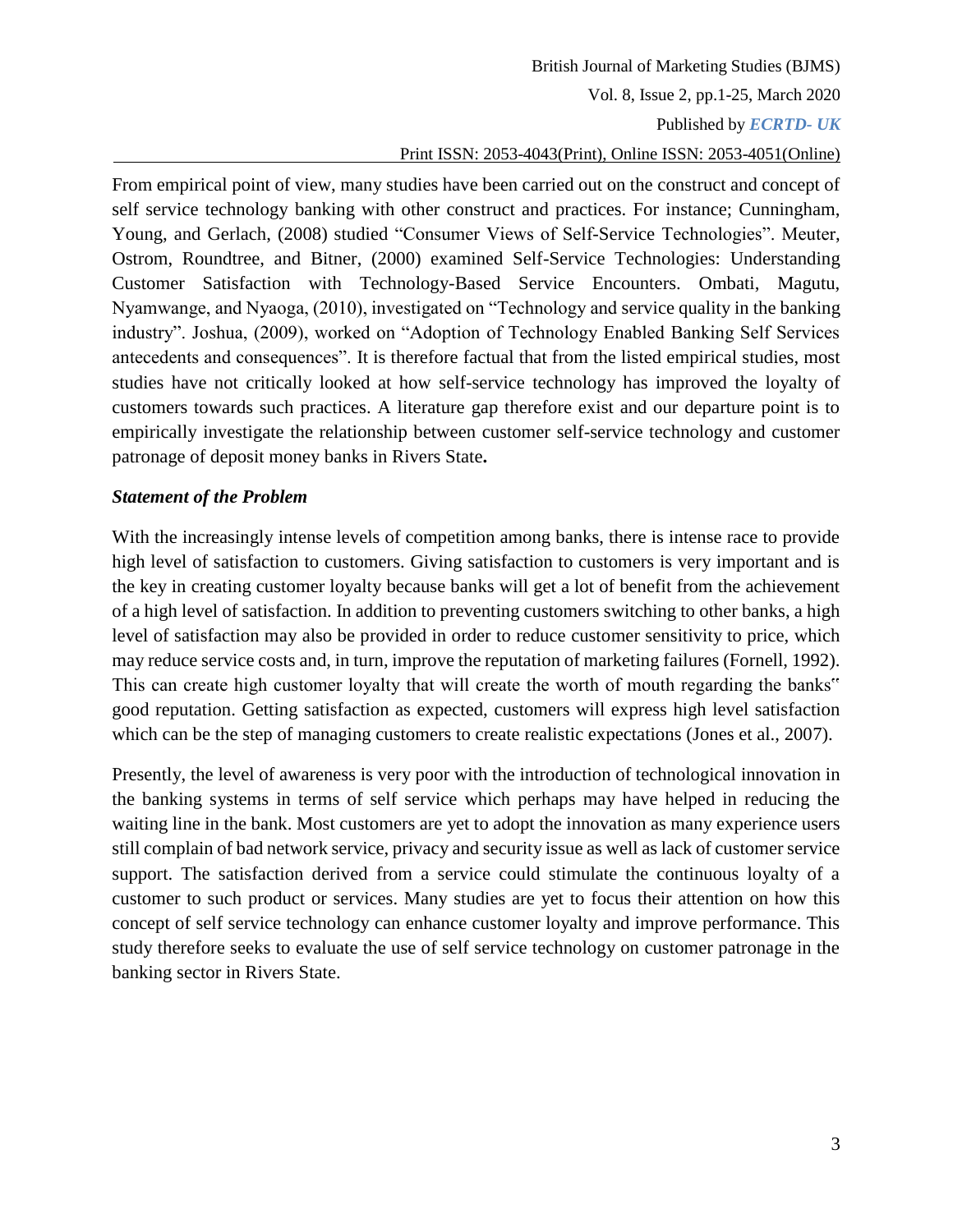From empirical point of view, many studies have been carried out on the construct and concept of self service technology banking with other construct and practices. For instance; Cunningham, Young, and Gerlach, (2008) studied "Consumer Views of Self-Service Technologies". Meuter, Ostrom, Roundtree, and Bitner, (2000) examined Self-Service Technologies: Understanding Customer Satisfaction with Technology-Based Service Encounters. Ombati, Magutu, Nyamwange, and Nyaoga, (2010), investigated on "Technology and service quality in the banking industry". Joshua, (2009), worked on "Adoption of Technology Enabled Banking Self Services antecedents and consequences". It is therefore factual that from the listed empirical studies, most studies have not critically looked at how self-service technology has improved the loyalty of customers towards such practices. A literature gap therefore exist and our departure point is to empirically investigate the relationship between customer self-service technology and customer patronage of deposit money banks in Rivers State**.**

### *Statement of the Problem*

With the increasingly intense levels of competition among banks, there is intense race to provide high level of satisfaction to customers. Giving satisfaction to customers is very important and is the key in creating customer loyalty because banks will get a lot of benefit from the achievement of a high level of satisfaction. In addition to preventing customers switching to other banks, a high level of satisfaction may also be provided in order to reduce customer sensitivity to price, which may reduce service costs and, in turn, improve the reputation of marketing failures (Fornell, 1992). This can create high customer loyalty that will create the worth of mouth regarding the banks‟ good reputation. Getting satisfaction as expected, customers will express high level satisfaction which can be the step of managing customers to create realistic expectations (Jones et al., 2007).

Presently, the level of awareness is very poor with the introduction of technological innovation in the banking systems in terms of self service which perhaps may have helped in reducing the waiting line in the bank. Most customers are yet to adopt the innovation as many experience users still complain of bad network service, privacy and security issue as well as lack of customer service support. The satisfaction derived from a service could stimulate the continuous loyalty of a customer to such product or services. Many studies are yet to focus their attention on how this concept of self service technology can enhance customer loyalty and improve performance. This study therefore seeks to evaluate the use of self service technology on customer patronage in the banking sector in Rivers State.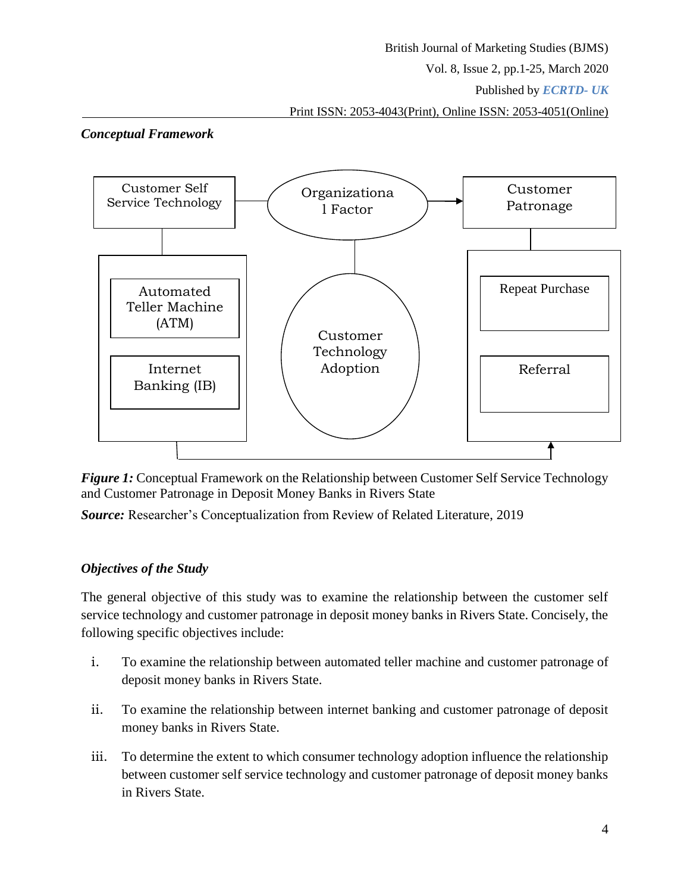### *Conceptual Framework*

Customer Self Service Technology

Organizational Factor

Customer Patronage

Automated Teller Machine (ATM)

Internet Banking (IB)

Customer Technology Adoption

Repeat Purchase

Referral

***Figure 1:*** Conceptual Framework on the Relationship between Customer Self Service Technology and Customer Patronage in Deposit Money Banks in Rivers State

***Source:*** Researcher's Conceptualization from Review of Related Literature, 2019

### *Objectives of the Study*

The general objective of this study was to examine the relationship between the customer self service technology and customer patronage in deposit money banks in Rivers State. Concisely, the following specific objectives include:

i. To examine the relationship between automated teller machine and customer patronage of deposit money banks in Rivers State.

ii. To examine the relationship between internet banking and customer patronage of deposit money banks in Rivers State.

iii. To determine the extent to which consumer technology adoption influence the relationship between customer self service technology and customer patronage of deposit money banks in Rivers State.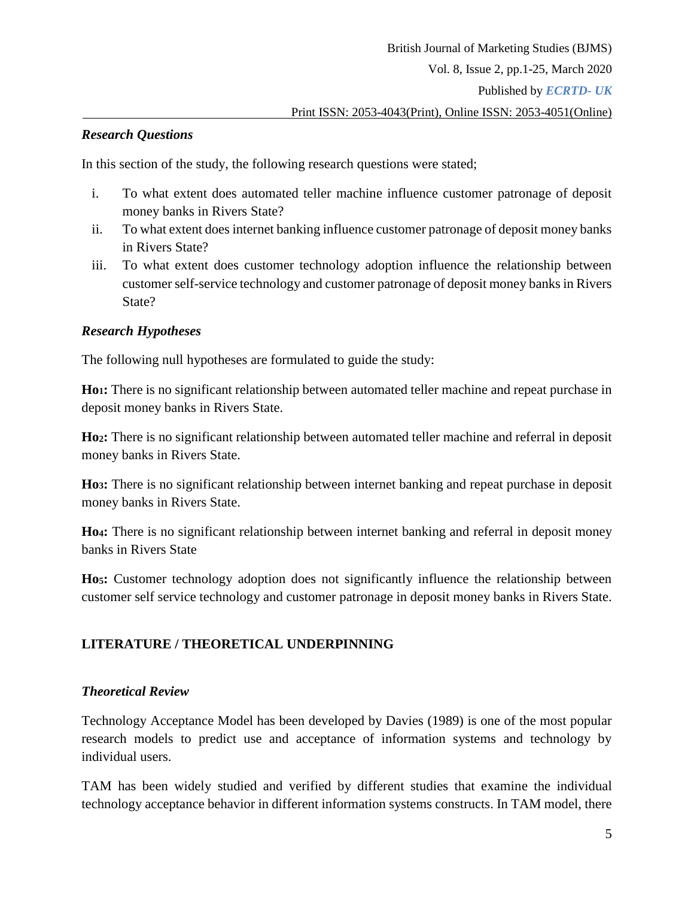### *Research Questions*

In this section of the study, the following research questions were stated;

i. To what extent does automated teller machine influence customer patronage of deposit money banks in Rivers State?
ii. To what extent does internet banking influence customer patronage of deposit money banks in Rivers State?
iii. To what extent does customer technology adoption influence the relationship between customer self-service technology and customer patronage of deposit money banks in Rivers State?

### *Research Hypotheses*

The following null hypotheses are formulated to guide the study:

**$Ho_1$:** There is no significant relationship between automated teller machine and repeat purchase in deposit money banks in Rivers State.

**$Ho_2$:** There is no significant relationship between automated teller machine and referral in deposit money banks in Rivers State.

**$Ho_3$:** There is no significant relationship between internet banking and repeat purchase in deposit money banks in Rivers State.

**$Ho_4$:** There is no significant relationship between internet banking and referral in deposit money banks in Rivers State

**$Ho_5$:** Customer technology adoption does not significantly influence the relationship between customer self service technology and customer patronage in deposit money banks in Rivers State.

## LITERATURE / THEORETICAL UNDERPINNING

### *Theoretical Review*

Technology Acceptance Model has been developed by Davies (1989) is one of the most popular research models to predict use and acceptance of information systems and technology by individual users.

TAM has been widely studied and verified by different studies that examine the individual technology acceptance behavior in different information systems constructs. In TAM model, there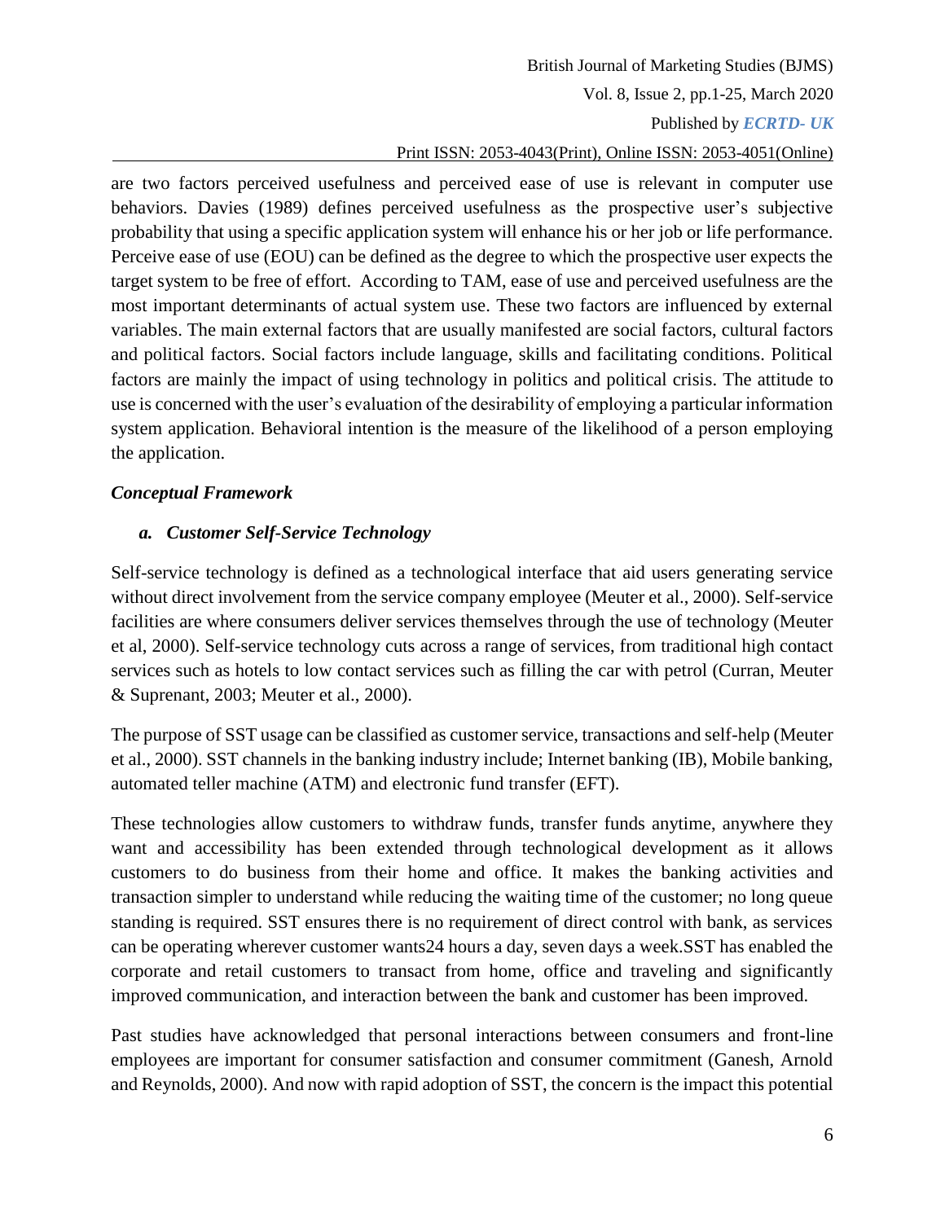are two factors perceived usefulness and perceived ease of use is relevant in computer use behaviors. Davies (1989) defines perceived usefulness as the prospective user's subjective probability that using a specific application system will enhance his or her job or life performance. Perceive ease of use (EOU) can be defined as the degree to which the prospective user expects the target system to be free of effort. According to TAM, ease of use and perceived usefulness are the most important determinants of actual system use. These two factors are influenced by external variables. The main external factors that are usually manifested are social factors, cultural factors and political factors. Social factors include language, skills and facilitating conditions. Political factors are mainly the impact of using technology in politics and political crisis. The attitude to use is concerned with the user's evaluation of the desirability of employing a particular information system application. Behavioral intention is the measure of the likelihood of a person employing the application.

### *Conceptual Framework*

#### *a. Customer Self-Service Technology*

Self-service technology is defined as a technological interface that aid users generating service without direct involvement from the service company employee (Meuter et al., 2000). Self-service facilities are where consumers deliver services themselves through the use of technology (Meuter et al, 2000). Self-service technology cuts across a range of services, from traditional high contact services such as hotels to low contact services such as filling the car with petrol (Curran, Meuter & Suprenant, 2003; Meuter et al., 2000).

The purpose of SST usage can be classified as customer service, transactions and self-help (Meuter et al., 2000). SST channels in the banking industry include; Internet banking (IB), Mobile banking, automated teller machine (ATM) and electronic fund transfer (EFT).

These technologies allow customers to withdraw funds, transfer funds anytime, anywhere they want and accessibility has been extended through technological development as it allows customers to do business from their home and office. It makes the banking activities and transaction simpler to understand while reducing the waiting time of the customer; no long queue standing is required. SST ensures there is no requirement of direct control with bank, as services can be operating wherever customer wants24 hours a day, seven days a week.SST has enabled the corporate and retail customers to transact from home, office and traveling and significantly improved communication, and interaction between the bank and customer has been improved.

Past studies have acknowledged that personal interactions between consumers and front-line employees are important for consumer satisfaction and consumer commitment (Ganesh, Arnold and Reynolds, 2000). And now with rapid adoption of SST, the concern is the impact this potential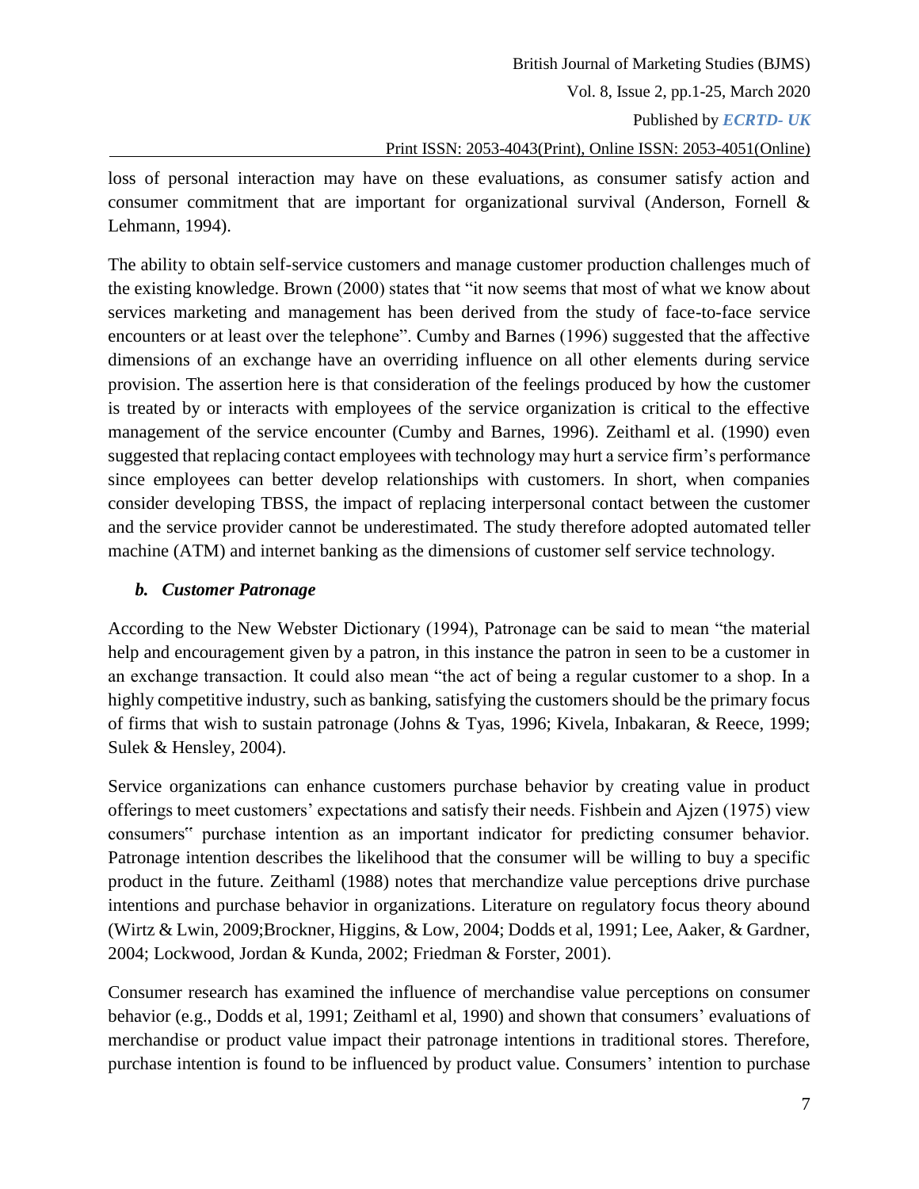loss of personal interaction may have on these evaluations, as consumer satisfy action and consumer commitment that are important for organizational survival (Anderson, Fornell & Lehmann, 1994).

The ability to obtain self-service customers and manage customer production challenges much of the existing knowledge. Brown (2000) states that "it now seems that most of what we know about services marketing and management has been derived from the study of face-to-face service encounters or at least over the telephone". Cumby and Barnes (1996) suggested that the affective dimensions of an exchange have an overriding influence on all other elements during service provision. The assertion here is that consideration of the feelings produced by how the customer is treated by or interacts with employees of the service organization is critical to the effective management of the service encounter (Cumby and Barnes, 1996). Zeithaml et al. (1990) even suggested that replacing contact employees with technology may hurt a service firm's performance since employees can better develop relationships with customers. In short, when companies consider developing TBSS, the impact of replacing interpersonal contact between the customer and the service provider cannot be underestimated. The study therefore adopted automated teller machine (ATM) and internet banking as the dimensions of customer self service technology.

### *b. Customer Patronage*

According to the New Webster Dictionary (1994), Patronage can be said to mean "the material help and encouragement given by a patron, in this instance the patron in seen to be a customer in an exchange transaction. It could also mean "the act of being a regular customer to a shop. In a highly competitive industry, such as banking, satisfying the customers should be the primary focus of firms that wish to sustain patronage (Johns & Tyas, 1996; Kivela, Inbakaran, & Reece, 1999; Sulek & Hensley, 2004).

Service organizations can enhance customers purchase behavior by creating value in product offerings to meet customers' expectations and satisfy their needs. Fishbein and Ajzen (1975) view consumers‟ purchase intention as an important indicator for predicting consumer behavior. Patronage intention describes the likelihood that the consumer will be willing to buy a specific product in the future. Zeithaml (1988) notes that merchandize value perceptions drive purchase intentions and purchase behavior in organizations. Literature on regulatory focus theory abound (Wirtz & Lwin, 2009;Brockner, Higgins, & Low, 2004; Dodds et al, 1991; Lee, Aaker, & Gardner, 2004; Lockwood, Jordan & Kunda, 2002; Friedman & Forster, 2001).

Consumer research has examined the influence of merchandise value perceptions on consumer behavior (e.g., Dodds et al, 1991; Zeithaml et al, 1990) and shown that consumers' evaluations of merchandise or product value impact their patronage intentions in traditional stores. Therefore, purchase intention is found to be influenced by product value. Consumers' intention to purchase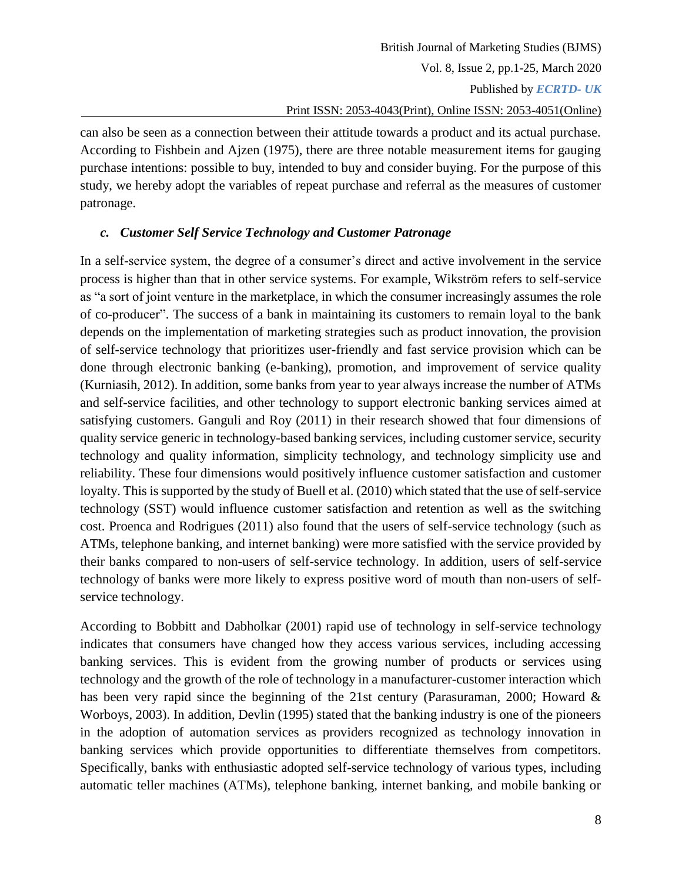can also be seen as a connection between their attitude towards a product and its actual purchase. According to Fishbein and Ajzen (1975), there are three notable measurement items for gauging purchase intentions: possible to buy, intended to buy and consider buying. For the purpose of this study, we hereby adopt the variables of repeat purchase and referral as the measures of customer patronage.

### *c. Customer Self Service Technology and Customer Patronage*

In a self-service system, the degree of a consumer's direct and active involvement in the service process is higher than that in other service systems. For example, Wikström refers to self-service as "a sort of joint venture in the marketplace, in which the consumer increasingly assumes the role of co-producer". The success of a bank in maintaining its customers to remain loyal to the bank depends on the implementation of marketing strategies such as product innovation, the provision of self-service technology that prioritizes user-friendly and fast service provision which can be done through electronic banking (e-banking), promotion, and improvement of service quality (Kurniasih, 2012). In addition, some banks from year to year always increase the number of ATMs and self-service facilities, and other technology to support electronic banking services aimed at satisfying customers. Ganguli and Roy (2011) in their research showed that four dimensions of quality service generic in technology-based banking services, including customer service, security technology and quality information, simplicity technology, and technology simplicity use and reliability. These four dimensions would positively influence customer satisfaction and customer loyalty. This is supported by the study of Buell et al. (2010) which stated that the use of self-service technology (SST) would influence customer satisfaction and retention as well as the switching cost. Proenca and Rodrigues (2011) also found that the users of self-service technology (such as ATMs, telephone banking, and internet banking) were more satisfied with the service provided by their banks compared to non-users of self-service technology. In addition, users of self-service technology of banks were more likely to express positive word of mouth than non-users of self-service technology.

According to Bobbitt and Dabholkar (2001) rapid use of technology in self-service technology indicates that consumers have changed how they access various services, including accessing banking services. This is evident from the growing number of products or services using technology and the growth of the role of technology in a manufacturer-customer interaction which has been very rapid since the beginning of the 21st century (Parasuraman, 2000; Howard & Worboys, 2003). In addition, Devlin (1995) stated that the banking industry is one of the pioneers in the adoption of automation services as providers recognized as technology innovation in banking services which provide opportunities to differentiate themselves from competitors. Specifically, banks with enthusiastic adopted self-service technology of various types, including automatic teller machines (ATMs), telephone banking, internet banking, and mobile banking or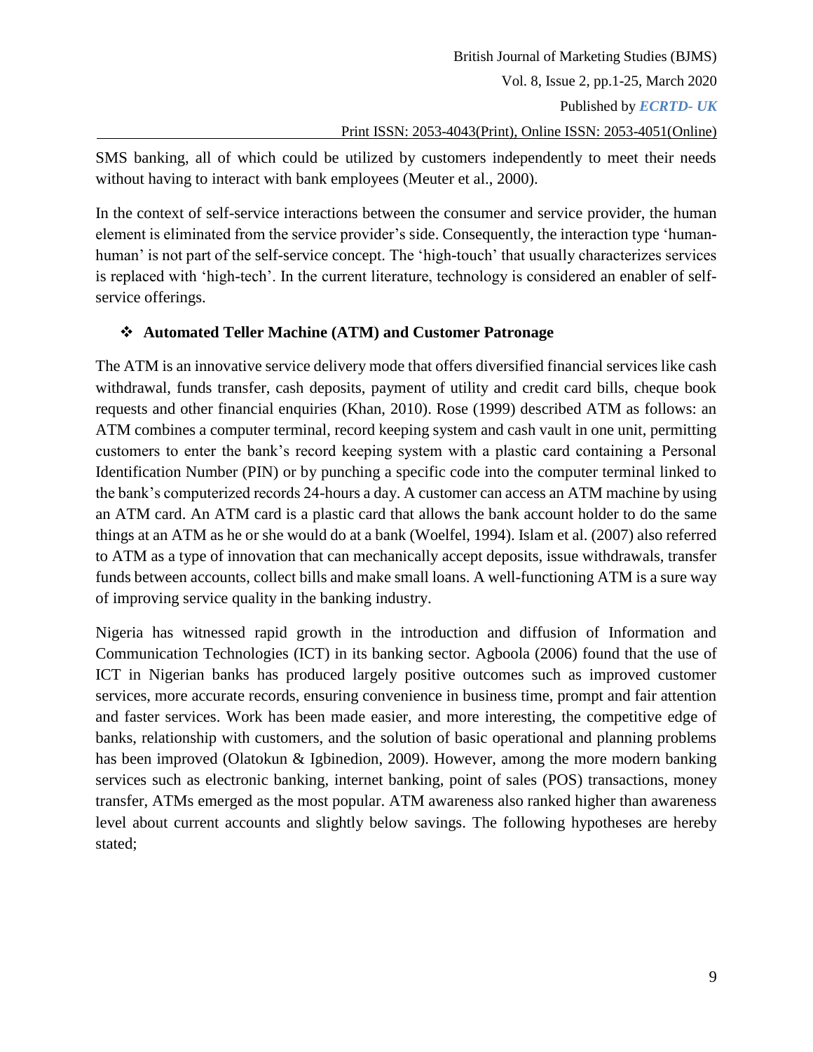SMS banking, all of which could be utilized by customers independently to meet their needs without having to interact with bank employees (Meuter et al., 2000).

In the context of self-service interactions between the consumer and service provider, the human element is eliminated from the service provider's side. Consequently, the interaction type 'human-human' is not part of the self-service concept. The 'high-touch' that usually characterizes services is replaced with 'high-tech'. In the current literature, technology is considered an enabler of self-service offerings.

- **Automated Teller Machine (ATM) and Customer Patronage**

The ATM is an innovative service delivery mode that offers diversified financial services like cash withdrawal, funds transfer, cash deposits, payment of utility and credit card bills, cheque book requests and other financial enquiries (Khan, 2010). Rose (1999) described ATM as follows: an ATM combines a computer terminal, record keeping system and cash vault in one unit, permitting customers to enter the bank's record keeping system with a plastic card containing a Personal Identification Number (PIN) or by punching a specific code into the computer terminal linked to the bank's computerized records 24-hours a day. A customer can access an ATM machine by using an ATM card. An ATM card is a plastic card that allows the bank account holder to do the same things at an ATM as he or she would do at a bank (Woelfel, 1994). Islam et al. (2007) also referred to ATM as a type of innovation that can mechanically accept deposits, issue withdrawals, transfer funds between accounts, collect bills and make small loans. A well-functioning ATM is a sure way of improving service quality in the banking industry.

Nigeria has witnessed rapid growth in the introduction and diffusion of Information and Communication Technologies (ICT) in its banking sector. Agboola (2006) found that the use of ICT in Nigerian banks has produced largely positive outcomes such as improved customer services, more accurate records, ensuring convenience in business time, prompt and fair attention and faster services. Work has been made easier, and more interesting, the competitive edge of banks, relationship with customers, and the solution of basic operational and planning problems has been improved (Olatokun & Igbinedion, 2009). However, among the more modern banking services such as electronic banking, internet banking, point of sales (POS) transactions, money transfer, ATMs emerged as the most popular. ATM awareness also ranked higher than awareness level about current accounts and slightly below savings. The following hypotheses are hereby stated;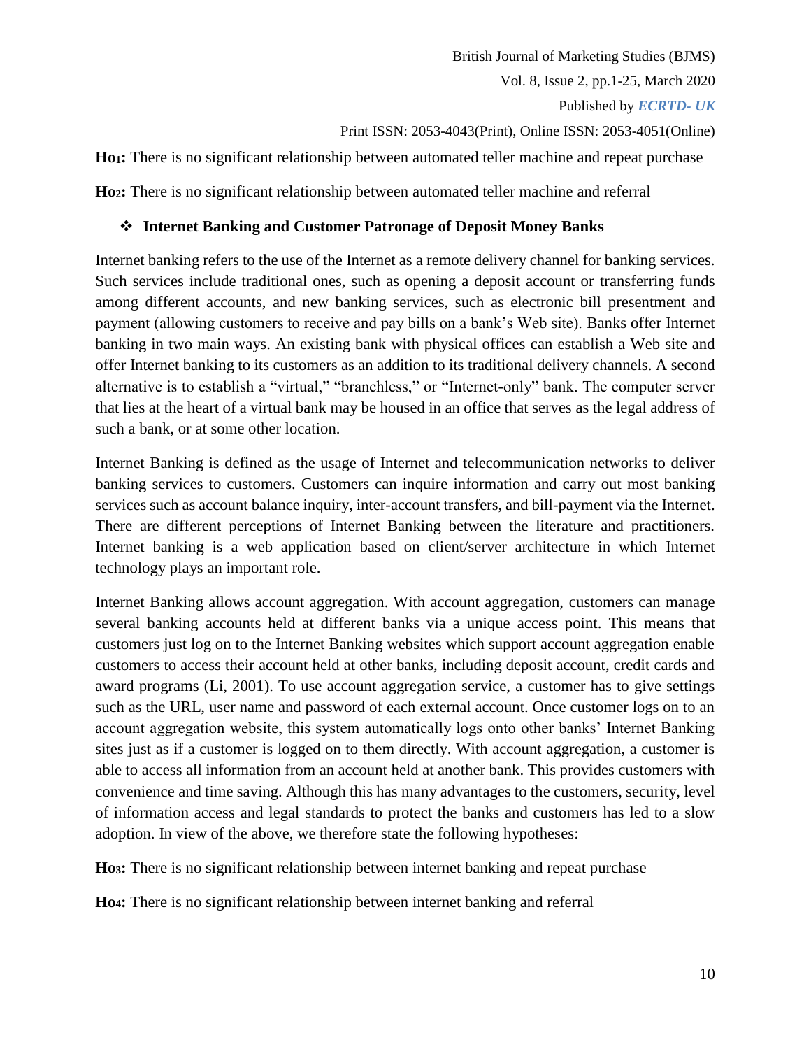**Ho[1]:** There is no significant relationship between automated teller machine and repeat purchase

**Ho[2]:** There is no significant relationship between automated teller machine and referral

### ❖ Internet Banking and Customer Patronage of Deposit Money Banks

Internet banking refers to the use of the Internet as a remote delivery channel for banking services. Such services include traditional ones, such as opening a deposit account or transferring funds among different accounts, and new banking services, such as electronic bill presentment and payment (allowing customers to receive and pay bills on a bank's Web site). Banks offer Internet banking in two main ways. An existing bank with physical offices can establish a Web site and offer Internet banking to its customers as an addition to its traditional delivery channels. A second alternative is to establish a "virtual," "branchless," or "Internet-only" bank. The computer server that lies at the heart of a virtual bank may be housed in an office that serves as the legal address of such a bank, or at some other location.

Internet Banking is defined as the usage of Internet and telecommunication networks to deliver banking services to customers. Customers can inquire information and carry out most banking services such as account balance inquiry, inter-account transfers, and bill-payment via the Internet. There are different perceptions of Internet Banking between the literature and practitioners. Internet banking is a web application based on client/server architecture in which Internet technology plays an important role.

Internet Banking allows account aggregation. With account aggregation, customers can manage several banking accounts held at different banks via a unique access point. This means that customers just log on to the Internet Banking websites which support account aggregation enable customers to access their account held at other banks, including deposit account, credit cards and award programs (Li, 2001). To use account aggregation service, a customer has to give settings such as the URL, user name and password of each external account. Once customer logs on to an account aggregation website, this system automatically logs onto other banks' Internet Banking sites just as if a customer is logged on to them directly. With account aggregation, a customer is able to access all information from an account held at another bank. This provides customers with convenience and time saving. Although this has many advantages to the customers, security, level of information access and legal standards to protect the banks and customers has led to a slow adoption. In view of the above, we therefore state the following hypotheses:

**Ho[3]:** There is no significant relationship between internet banking and repeat purchase

**Ho[4]:** There is no significant relationship between internet banking and referral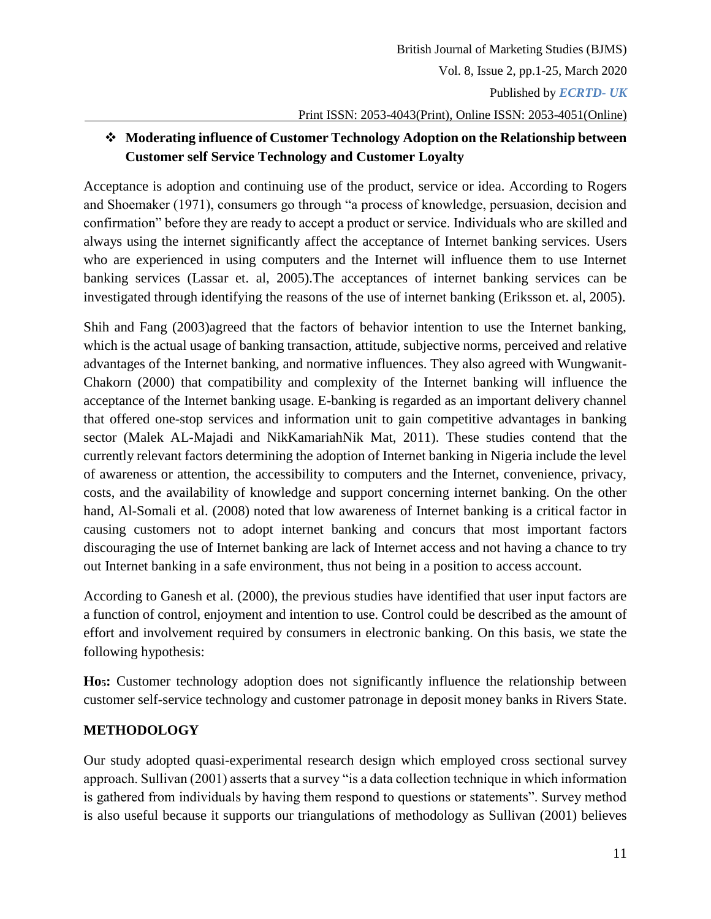### ❖ Moderating influence of Customer Technology Adoption on the Relationship between Customer self Service Technology and Customer Loyalty

Acceptance is adoption and continuing use of the product, service or idea. According to Rogers and Shoemaker (1971), consumers go through "a process of knowledge, persuasion, decision and confirmation" before they are ready to accept a product or service. Individuals who are skilled and always using the internet significantly affect the acceptance of Internet banking services. Users who are experienced in using computers and the Internet will influence them to use Internet banking services (Lassar et. al, 2005).The acceptances of internet banking services can be investigated through identifying the reasons of the use of internet banking (Eriksson et. al, 2005).

Shih and Fang (2003)agreed that the factors of behavior intention to use the Internet banking, which is the actual usage of banking transaction, attitude, subjective norms, perceived and relative advantages of the Internet banking, and normative influences. They also agreed with Wungwanit-Chakorn (2000) that compatibility and complexity of the Internet banking will influence the acceptance of the Internet banking usage. E-banking is regarded as an important delivery channel that offered one-stop services and information unit to gain competitive advantages in banking sector (Malek AL-Majadi and NikKamariahNik Mat, 2011). These studies contend that the currently relevant factors determining the adoption of Internet banking in Nigeria include the level of awareness or attention, the accessibility to computers and the Internet, convenience, privacy, costs, and the availability of knowledge and support concerning internet banking. On the other hand, Al-Somali et al. (2008) noted that low awareness of Internet banking is a critical factor in causing customers not to adopt internet banking and concurs that most important factors discouraging the use of Internet banking are lack of Internet access and not having a chance to try out Internet banking in a safe environment, thus not being in a position to access account.

According to Ganesh et al. (2000), the previous studies have identified that user input factors are a function of control, enjoyment and intention to use. Control could be described as the amount of effort and involvement required by consumers in electronic banking. On this basis, we state the following hypothesis:

**$Ho_5$:** Customer technology adoption does not significantly influence the relationship between customer self-service technology and customer patronage in deposit money banks in Rivers State.

## METHODOLOGY

Our study adopted quasi-experimental research design which employed cross sectional survey approach. Sullivan (2001) asserts that a survey "is a data collection technique in which information is gathered from individuals by having them respond to questions or statements". Survey method is also useful because it supports our triangulations of methodology as Sullivan (2001) believes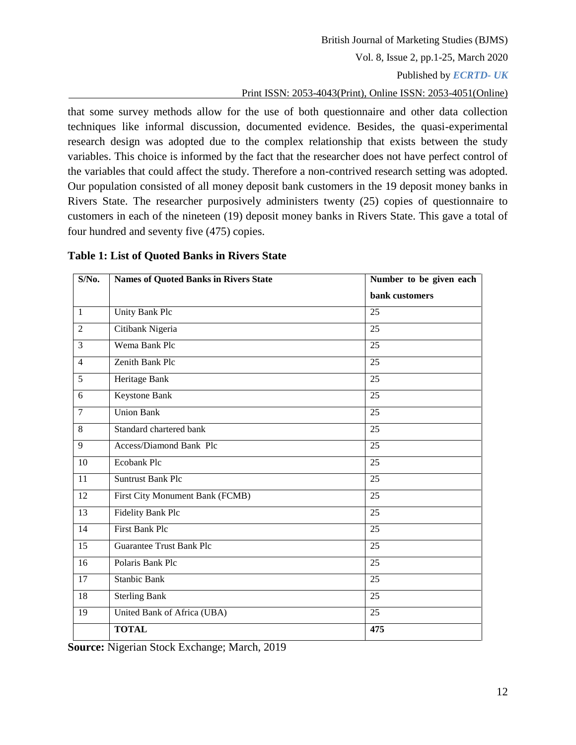that some survey methods allow for the use of both questionnaire and other data collection techniques like informal discussion, documented evidence. Besides, the quasi-experimental research design was adopted due to the complex relationship that exists between the study variables. This choice is informed by the fact that the researcher does not have perfect control of the variables that could affect the study. Therefore a non-contrived research setting was adopted. Our population consisted of all money deposit bank customers in the 19 deposit money banks in Rivers State. The researcher purposively administers twenty (25) copies of questionnaire to customers in each of the nineteen (19) deposit money banks in Rivers State. This gave a total of four hundred and seventy five (475) copies.

**Table 1: List of Quoted Banks in Rivers State**

| S/No. | Names of Quoted Banks in Rivers State | Number to be given each bank customers |
|---|---|---|
| 1 | Unity Bank Plc | 25 |
| 2 | Citibank Nigeria | 25 |
| 3 | Wema Bank Plc | 25 |
| 4 | Zenith Bank Plc | 25 |
| 5 | Heritage Bank | 25 |
| 6 | Keystone Bank | 25 |
| 7 | Union Bank | 25 |
| 8 | Standard chartered bank | 25 |
| 9 | Access/Diamond Bank Plc | 25 |
| 10 | Ecobank Plc | 25 |
| 11 | Suntrust Bank Plc | 25 |
| 12 | First City Monument Bank (FCMB) | 25 |
| 13 | Fidelity Bank Plc | 25 |
| 14 | First Bank Plc | 25 |
| 15 | Guarantee Trust Bank Plc | 25 |
| 16 | Polaris Bank Plc | 25 |
| 17 | Stanbic Bank | 25 |
| 18 | Sterling Bank | 25 |
| 19 | United Bank of Africa (UBA) | 25 |
| | **TOTAL** | **475** |

**Source:** Nigerian Stock Exchange; March, 2019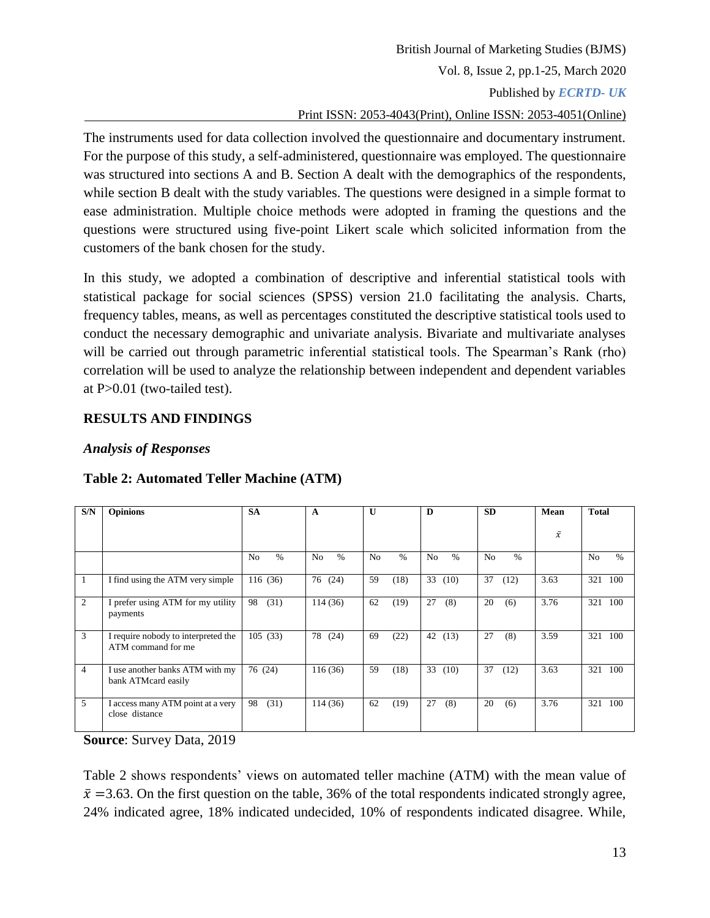The instruments used for data collection involved the questionnaire and documentary instrument. For the purpose of this study, a self-administered, questionnaire was employed. The questionnaire was structured into sections A and B. Section A dealt with the demographics of the respondents, while section B dealt with the study variables. The questions were designed in a simple format to ease administration. Multiple choice methods were adopted in framing the questions and the questions were structured using five-point Likert scale which solicited information from the customers of the bank chosen for the study.

In this study, we adopted a combination of descriptive and inferential statistical tools with statistical package for social sciences (SPSS) version 21.0 facilitating the analysis. Charts, frequency tables, means, as well as percentages constituted the descriptive statistical tools used to conduct the necessary demographic and univariate analysis. Bivariate and multivariate analyses will be carried out through parametric inferential statistical tools. The Spearman's Rank (rho) correlation will be used to analyze the relationship between independent and dependent variables at P>0.01 (two-tailed test).

## RESULTS AND FINDINGS

### *Analysis of Responses*

**Table 2: Automated Teller Machine (ATM)**

| S/N | Opinions | SA | A | U | D | SD | Mean $\bar{x}$ | Total |
|---|---|---|---|---|---|---|---|---|
| | | No % | No % | No % | No % | No % | | No % |
| 1 | I find using the ATM very simple | 116 (36) | 76 (24) | 59 (18) | 33 (10) | 37 (12) | 3.63 | 321 100 |
| 2 | I prefer using ATM for my utility payments | 98 (31) | 114 (36) | 62 (19) | 27 (8) | 20 (6) | 3.76 | 321 100 |
| 3 | I require nobody to interpreted the ATM command for me | 105 (33) | 78 (24) | 69 (22) | 42 (13) | 27 (8) | 3.59 | 321 100 |
| 4 | I use another banks ATM with my bank ATMcard easily | 76 (24) | 116 (36) | 59 (18) | 33 (10) | 37 (12) | 3.63 | 321 100 |
| 5 | I access many ATM point at a very close distance | 98 (31) | 114 (36) | 62 (19) | 27 (8) | 20 (6) | 3.76 | 321 100 |

**Source**: Survey Data, 2019

Table 2 shows respondents' views on automated teller machine (ATM) with the mean value of $\bar{x}$ =3.63. On the first question on the table, 36% of the total respondents indicated strongly agree, 24% indicated agree, 18% indicated undecided, 10% of respondents indicated disagree. While,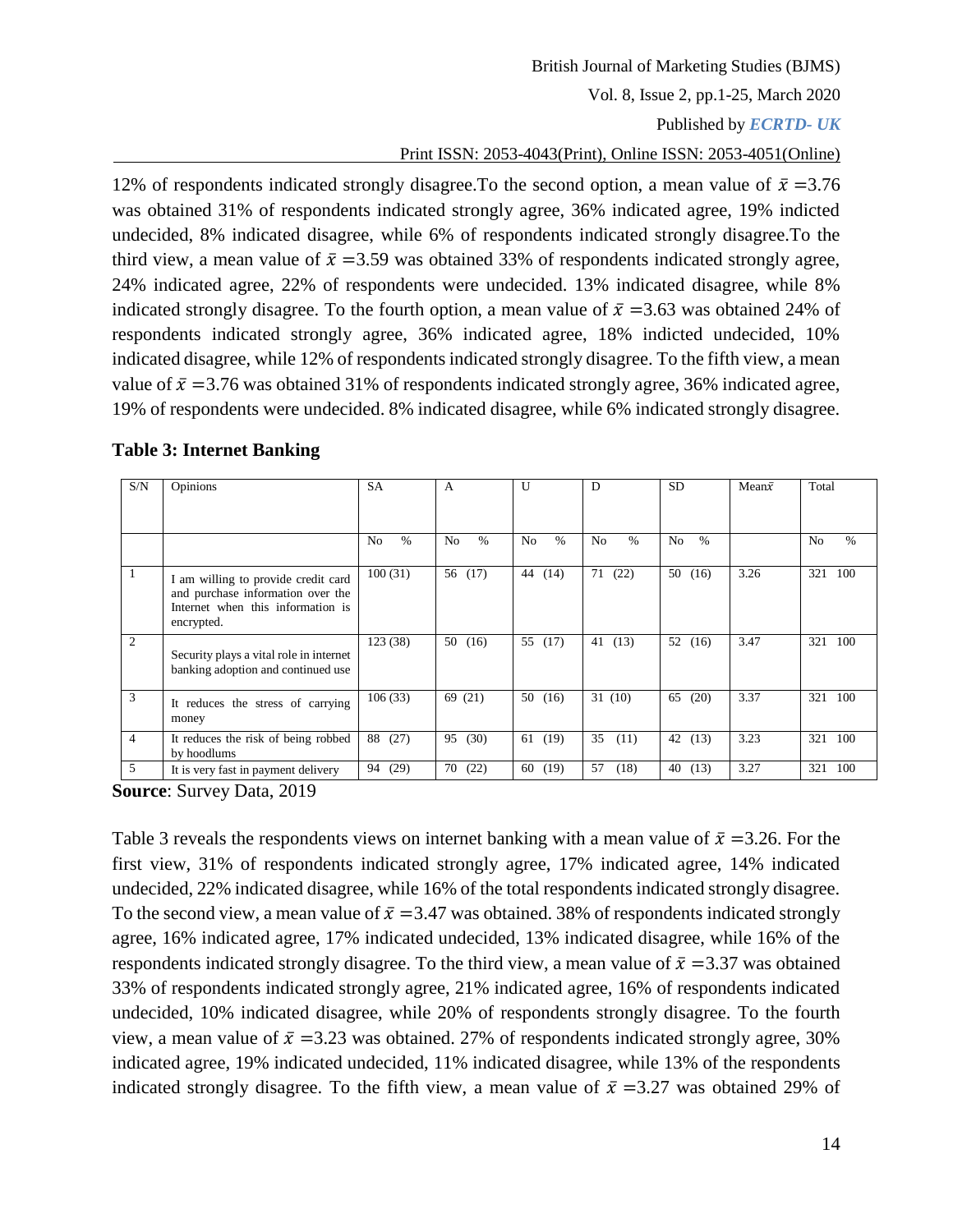12% of respondents indicated strongly disagree.To the second option, a mean value of $\bar{x}$ =3.76 was obtained 31% of respondents indicated strongly agree, 36% indicated agree, 19% indicted undecided, 8% indicated disagree, while 6% of respondents indicated strongly disagree.To the third view, a mean value of $\bar{x}$ =3.59 was obtained 33% of respondents indicated strongly agree, 24% indicated agree, 22% of respondents were undecided. 13% indicated disagree, while 8% indicated strongly disagree. To the fourth option, a mean value of $\bar{x}$ =3.63 was obtained 24% of respondents indicated strongly agree, 36% indicated agree, 18% indicted undecided, 10% indicated disagree, while 12% of respondents indicated strongly disagree. To the fifth view, a mean value of $\bar{x}$ =3.76 was obtained 31% of respondents indicated strongly agree, 36% indicated agree, 19% of respondents were undecided. 8% indicated disagree, while 6% indicated strongly disagree.

**Table 3: Internet Banking**

| S/N | Opinions | SA | A | U | D | SD | Mean$\bar{x}$ | Total |
|---|---|---|---|---|---|---|---|---|
| | | No % | No % | No % | No % | No % | | No % |
| 1 | I am willing to provide credit card and purchase information over the Internet when this information is encrypted. | 100 (31) | 56 (17) | 44 (14) | 71 (22) | 50 (16) | 3.26 | 321 100 |
| 2 | Security plays a vital role in internet banking adoption and continued use | 123 (38) | 50 (16) | 55 (17) | 41 (13) | 52 (16) | 3.47 | 321 100 |
| 3 | It reduces the stress of carrying money | 106 (33) | 69 (21) | 50 (16) | 31 (10) | 65 (20) | 3.37 | 321 100 |
| 4 | It reduces the risk of being robbed by hoodlums | 88 (27) | 95 (30) | 61 (19) | 35 (11) | 42 (13) | 3.23 | 321 100 |
| 5 | It is very fast in payment delivery | 94 (29) | 70 (22) | 60 (19) | 57 (18) | 40 (13) | 3.27 | 321 100 |

**Source**: Survey Data, 2019

Table 3 reveals the respondents views on internet banking with a mean value of $\bar{x}$ =3.26. For the first view, 31% of respondents indicated strongly agree, 17% indicated agree, 14% indicated undecided, 22% indicated disagree, while 16% of the total respondents indicated strongly disagree. To the second view, a mean value of $\bar{x}$ =3.47 was obtained. 38% of respondents indicated strongly agree, 16% indicated agree, 17% indicated undecided, 13% indicated disagree, while 16% of the respondents indicated strongly disagree. To the third view, a mean value of $\bar{x}$ =3.37 was obtained 33% of respondents indicated strongly agree, 21% indicated agree, 16% of respondents indicated undecided, 10% indicated disagree, while 20% of respondents strongly disagree. To the fourth view, a mean value of $\bar{x}$ =3.23 was obtained. 27% of respondents indicated strongly agree, 30% indicated agree, 19% indicated undecided, 11% indicated disagree, while 13% of the respondents indicated strongly disagree. To the fifth view, a mean value of $\bar{x}$ =3.27 was obtained 29% of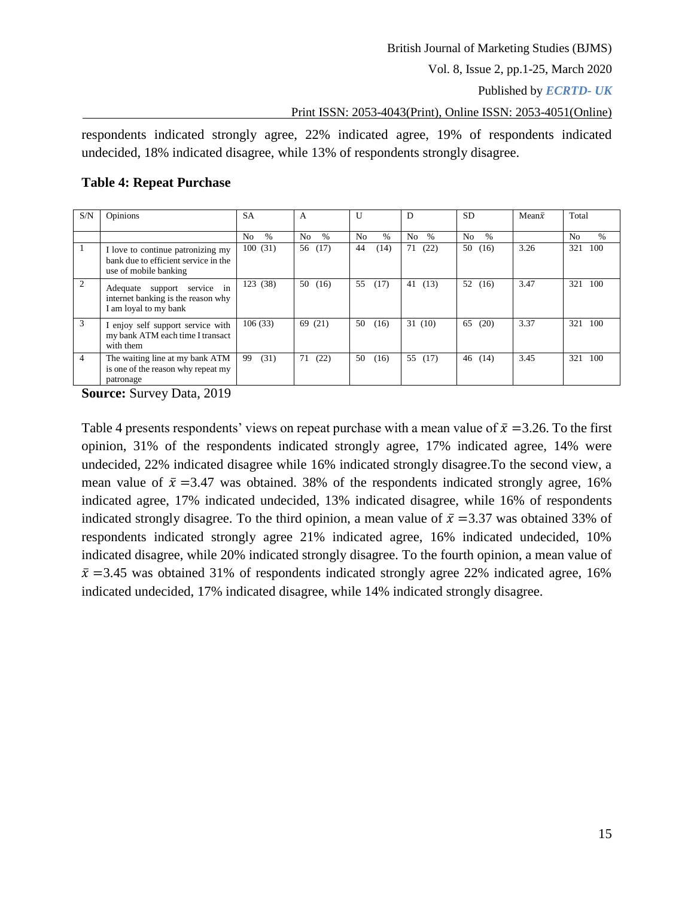respondents indicated strongly agree, 22% indicated agree, 19% of respondents indicated undecided, 18% indicated disagree, while 13% of respondents strongly disagree.

**Table 4: Repeat Purchase**

| S/N | Opinions | SA | A | U | D | SD | Mean $\bar{x}$ | Total |
|---|---|---|---|---|---|---|---|---|
| | | No % | No % | No % | No % | No % | | No % |
| 1 | I love to continue patronizing my bank due to efficient service in the use of mobile banking | 100 (31) | 56 (17) | 44 (14) | 71 (22) | 50 (16) | 3.26 | 321 100 |
| 2 | Adequate support service in internet banking is the reason why I am loyal to my bank | 123 (38) | 50 (16) | 55 (17) | 41 (13) | 52 (16) | 3.47 | 321 100 |
| 3 | I enjoy self support service with my bank ATM each time I transact with them | 106 (33) | 69 (21) | 50 (16) | 31 (10) | 65 (20) | 3.37 | 321 100 |
| 4 | The waiting line at my bank ATM is one of the reason why repeat my patronage | 99 (31) | 71 (22) | 50 (16) | 55 (17) | 46 (14) | 3.45 | 321 100 |

**Source:** Survey Data, 2019

Table 4 presents respondents' views on repeat purchase with a mean value of $\bar{x}$ =3.26. To the first opinion, 31% of the respondents indicated strongly agree, 17% indicated agree, 14% were undecided, 22% indicated disagree while 16% indicated strongly disagree.To the second view, a mean value of $\bar{x}$ =3.47 was obtained. 38% of the respondents indicated strongly agree, 16% indicated agree, 17% indicated undecided, 13% indicated disagree, while 16% of respondents indicated strongly disagree. To the third opinion, a mean value of $\bar{x}$ =3.37 was obtained 33% of respondents indicated strongly agree 21% indicated agree, 16% indicated undecided, 10% indicated disagree, while 20% indicated strongly disagree. To the fourth opinion, a mean value of $\bar{x}$ =3.45 was obtained 31% of respondents indicated strongly agree 22% indicated agree, 16% indicated undecided, 17% indicated disagree, while 14% indicated strongly disagree.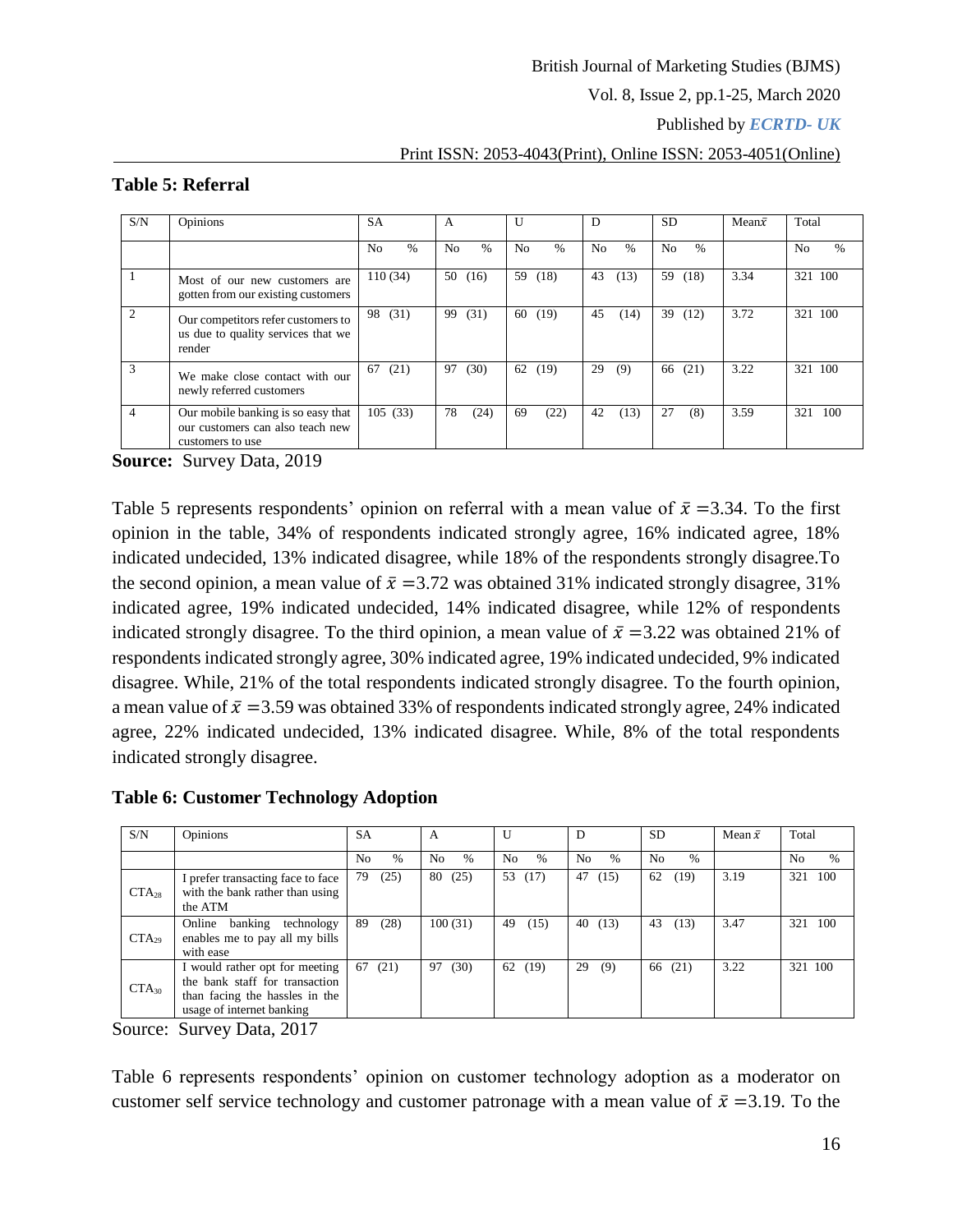**Table 5: Referral**

| S/N | Opinions | SA | A | U | D | SD | Mean$\bar{x}$ | Total |
|---|---|---|---|---|---|---|---|---|
| | | No % | No % | No % | No % | No % | | No % |
| 1 | Most of our new customers are gotten from our existing customers | 110 (34) | 50 (16) | 59 (18) | 43 (13) | 59 (18) | 3.34 | 321 100 |
| 2 | Our competitors refer customers to us due to quality services that we render | 98 (31) | 99 (31) | 60 (19) | 45 (14) | 39 (12) | 3.72 | 321 100 |
| 3 | We make close contact with our newly referred customers | 67 (21) | 97 (30) | 62 (19) | 29 (9) | 66 (21) | 3.22 | 321 100 |
| 4 | Our mobile banking is so easy that our customers can also teach new customers to use | 105 (33) | 78 (24) | 69 (22) | 42 (13) | 27 (8) | 3.59 | 321 100 |

**Source:** Survey Data, 2019

Table 5 represents respondents' opinion on referral with a mean value of $\bar{x}$ =3.34. To the first opinion in the table, 34% of respondents indicated strongly agree, 16% indicated agree, 18% indicated undecided, 13% indicated disagree, while 18% of the respondents strongly disagree.To the second opinion, a mean value of $\bar{x}$ =3.72 was obtained 31% indicated strongly disagree, 31% indicated agree, 19% indicated undecided, 14% indicated disagree, while 12% of respondents indicated strongly disagree. To the third opinion, a mean value of $\bar{x}$ =3.22 was obtained 21% of respondents indicated strongly agree, 30% indicated agree, 19% indicated undecided, 9% indicated disagree. While, 21% of the total respondents indicated strongly disagree. To the fourth opinion, a mean value of $\bar{x}$ =3.59 was obtained 33% of respondents indicated strongly agree, 24% indicated agree, 22% indicated undecided, 13% indicated disagree. While, 8% of the total respondents indicated strongly disagree.

**Table 6: Customer Technology Adoption**

| S/N | Opinions | SA | A | U | D | SD | Mean $\bar{x}$ | Total |
|---|---|---|---|---|---|---|---|---|
| | | No % | No % | No % | No % | No % | | No % |
| $CTA_{28}$ | I prefer transacting face to face with the bank rather than using the ATM | 79 (25) | 80 (25) | 53 (17) | 47 (15) | 62 (19) | 3.19 | 321 100 |
| $CTA_{29}$ | Online banking technology enables me to pay all my bills with ease | 89 (28) | 100 (31) | 49 (15) | 40 (13) | 43 (13) | 3.47 | 321 100 |
| $CTA_{30}$ | I would rather opt for meeting the bank staff for transaction than facing the hassles in the usage of internet banking | 67 (21) | 97 (30) | 62 (19) | 29 (9) | 66 (21) | 3.22 | 321 100 |

Source: Survey Data, 2017

Table 6 represents respondents' opinion on customer technology adoption as a moderator on customer self service technology and customer patronage with a mean value of $\bar{x}$ =3.19. To the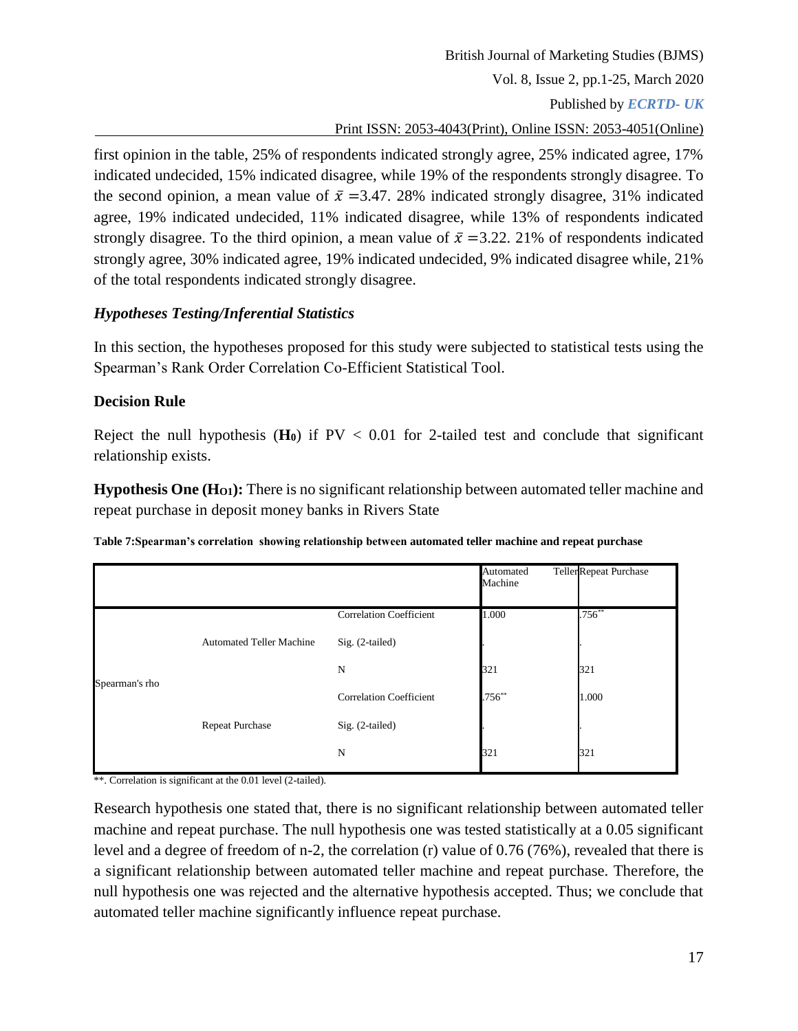first opinion in the table, 25% of respondents indicated strongly agree, 25% indicated agree, 17% indicated undecided, 15% indicated disagree, while 19% of the respondents strongly disagree. To the second opinion, a mean value of $\bar{x}$ =3.47. 28% indicated strongly disagree, 31% indicated agree, 19% indicated undecided, 11% indicated disagree, while 13% of respondents indicated strongly disagree. To the third opinion, a mean value of $\bar{x}$ =3.22. 21% of respondents indicated strongly agree, 30% indicated agree, 19% indicated undecided, 9% indicated disagree while, 21% of the total respondents indicated strongly disagree.

### *Hypotheses Testing/Inferential Statistics*

In this section, the hypotheses proposed for this study were subjected to statistical tests using the Spearman's Rank Order Correlation Co-Efficient Statistical Tool.

### Decision Rule

Reject the null hypothesis (**H₀**) if PV < 0.01 for 2-tailed test and conclude that significant relationship exists.

**Hypothesis One ($H_{O1}$):** There is no significant relationship between automated teller machine and repeat purchase in deposit money banks in Rivers State

**Table 7:Spearman's correlation showing relationship between automated teller machine and repeat purchase**

| | | | Automated Teller Machine | Repeat Purchase |
|---|---|---|---|---|
| Spearman's rho | Automated Teller Machine | Correlation Coefficient | 1.000 | .756** |
| | | Sig. (2-tailed) | . | . |
| | | N | 321 | 321 |
| | Repeat Purchase | Correlation Coefficient | .756** | 1.000 |
| | | Sig. (2-tailed) | . | . |
| | | N | 321 | 321 |

**. Correlation is significant at the 0.01 level (2-tailed).

Research hypothesis one stated that, there is no significant relationship between automated teller machine and repeat purchase. The null hypothesis one was tested statistically at a 0.05 significant level and a degree of freedom of n-2, the correlation (r) value of 0.76 (76%), revealed that there is a significant relationship between automated teller machine and repeat purchase. Therefore, the null hypothesis one was rejected and the alternative hypothesis accepted. Thus; we conclude that automated teller machine significantly influence repeat purchase.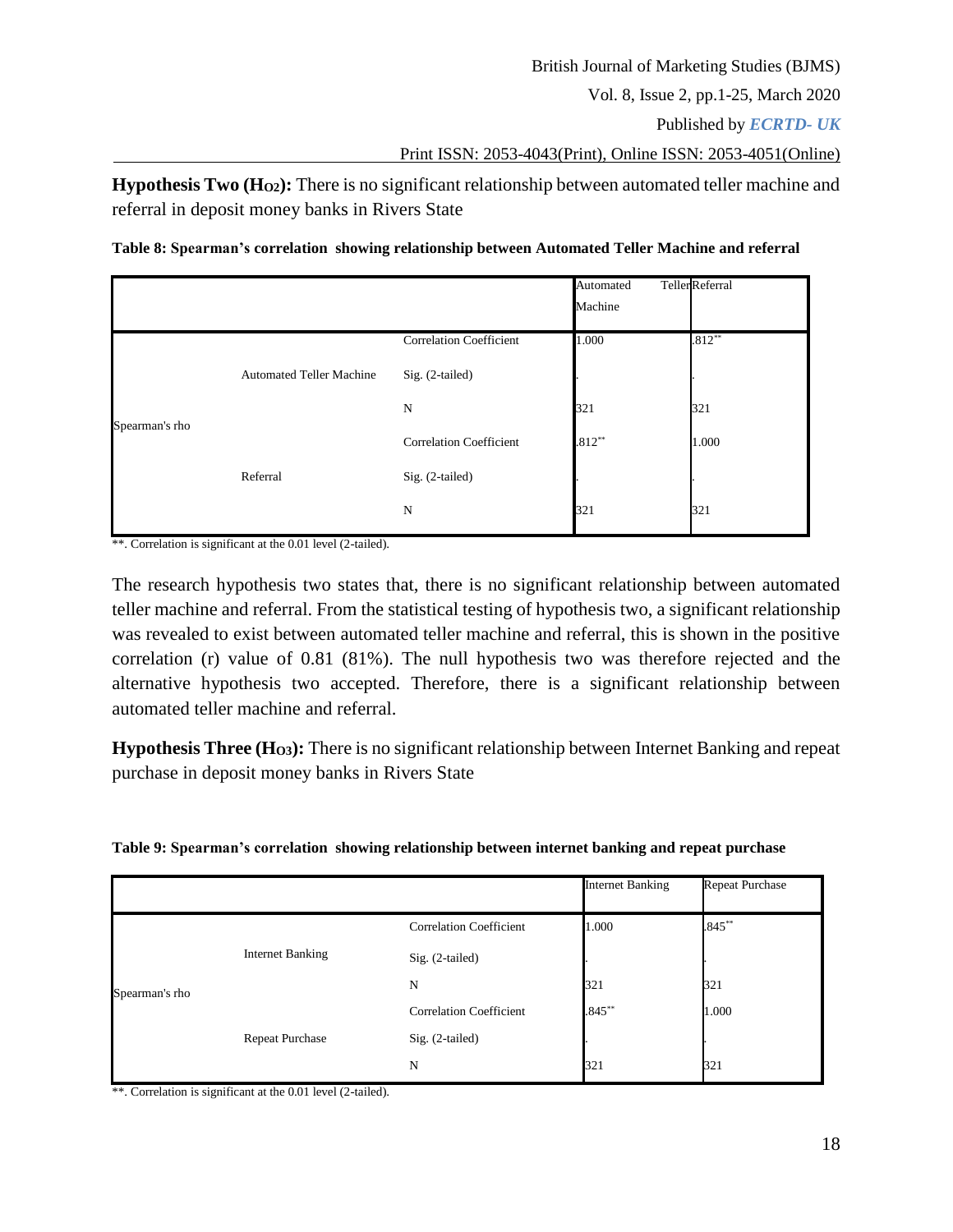**Hypothesis Two ($H_{O2}$):** There is no significant relationship between automated teller machine and referral in deposit money banks in Rivers State

**Table 8: Spearman's correlation showing relationship between Automated Teller Machine and referral**

| | | | Automated Teller Machine | Referral |
|---|---|---|---|---|
| Spearman's rho | Automated Teller Machine | Correlation Coefficient | 1.000 | .812** |
| | | Sig. (2-tailed) | . | . |
| | | N | 321 | 321 |
| | Referral | Correlation Coefficient | .812** | 1.000 |
| | | Sig. (2-tailed) | . | . |
| | | N | 321 | 321 |

**. Correlation is significant at the 0.01 level (2-tailed).

The research hypothesis two states that, there is no significant relationship between automated teller machine and referral. From the statistical testing of hypothesis two, a significant relationship was revealed to exist between automated teller machine and referral, this is shown in the positive correlation (r) value of 0.81 (81%). The null hypothesis two was therefore rejected and the alternative hypothesis two accepted. Therefore, there is a significant relationship between automated teller machine and referral.

**Hypothesis Three ($H_{O3}$):** There is no significant relationship between Internet Banking and repeat purchase in deposit money banks in Rivers State

**Table 9: Spearman's correlation showing relationship between internet banking and repeat purchase**

| | | | Internet Banking | Repeat Purchase |
|---|---|---|---|---|
| Spearman's rho | Internet Banking | Correlation Coefficient | 1.000 | .845** |
| | | Sig. (2-tailed) | . | . |
| | | N | 321 | 321 |
| | Repeat Purchase | Correlation Coefficient | .845** | 1.000 |
| | | Sig. (2-tailed) | . | . |
| | | N | 321 | 321 |

**. Correlation is significant at the 0.01 level (2-tailed).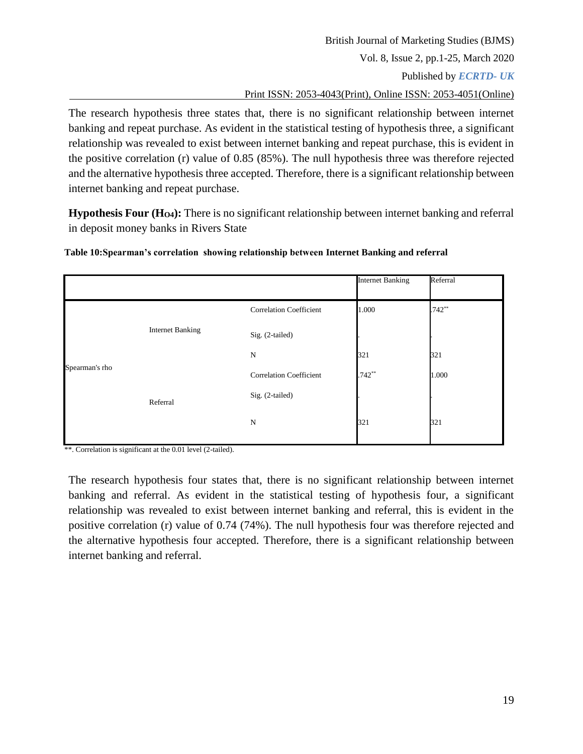The research hypothesis three states that, there is no significant relationship between internet banking and repeat purchase. As evident in the statistical testing of hypothesis three, a significant relationship was revealed to exist between internet banking and repeat purchase, this is evident in the positive correlation (r) value of 0.85 (85%). The null hypothesis three was therefore rejected and the alternative hypothesis three accepted. Therefore, there is a significant relationship between internet banking and repeat purchase.

**Hypothesis Four ($H_{O4}$):** There is no significant relationship between internet banking and referral in deposit money banks in Rivers State

**Table 10:Spearman's correlation showing relationship between Internet Banking and referral**

| | | | Internet Banking | Referral |
|---|---|---|---|---|
| Spearman's rho | Internet Banking | Correlation Coefficient | 1.000 | .742** |
| | | Sig. (2-tailed) | . | . |
| | | N | 321 | 321 |
| | Referral | Correlation Coefficient | .742** | 1.000 |
| | | Sig. (2-tailed) | . | . |
| | | N | 321 | 321 |

**. Correlation is significant at the 0.01 level (2-tailed).

The research hypothesis four states that, there is no significant relationship between internet banking and referral. As evident in the statistical testing of hypothesis four, a significant relationship was revealed to exist between internet banking and referral, this is evident in the positive correlation (r) value of 0.74 (74%). The null hypothesis four was therefore rejected and the alternative hypothesis four accepted. Therefore, there is a significant relationship between internet banking and referral.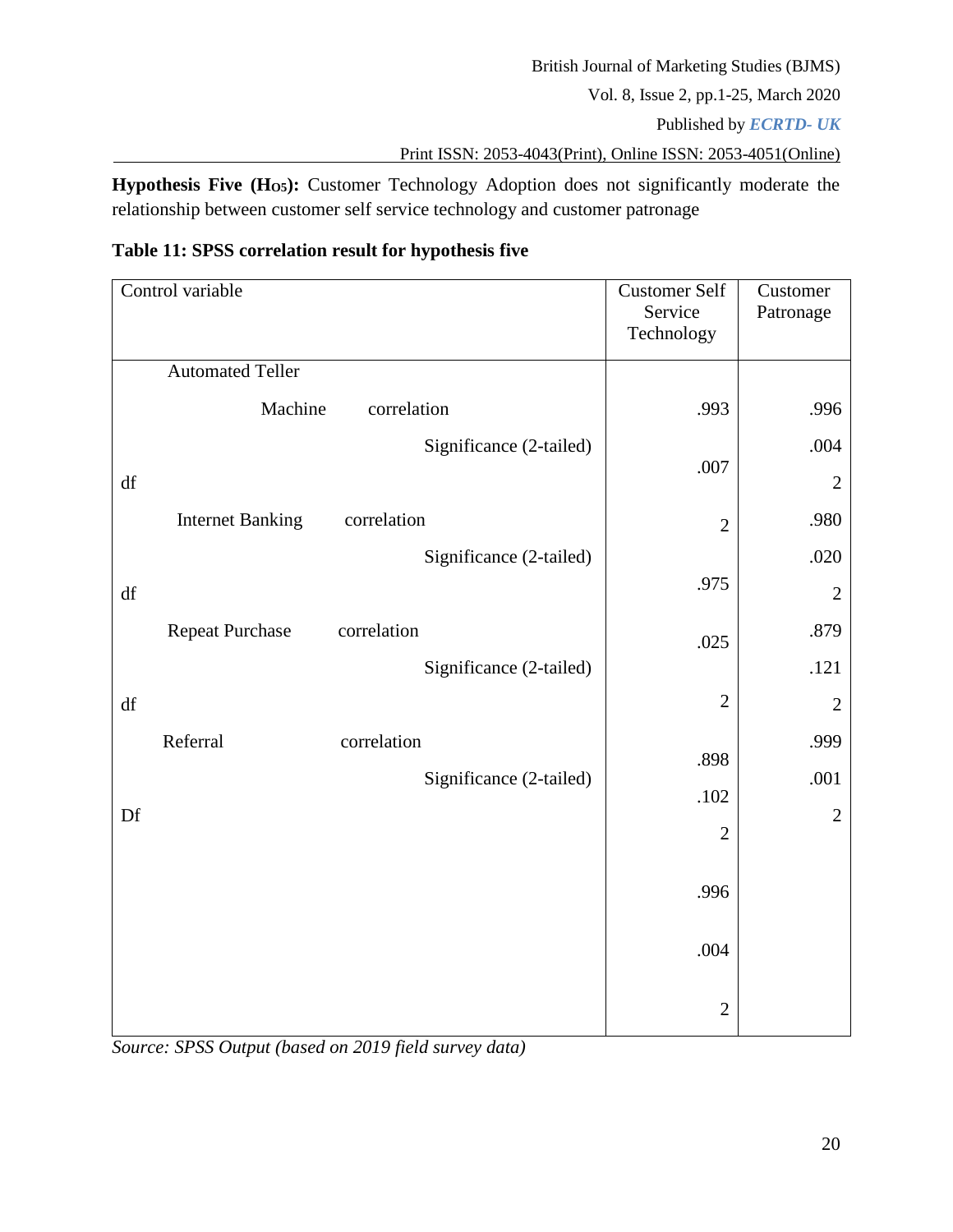**Hypothesis Five ($H_{O5}$):** Customer Technology Adoption does not significantly moderate the relationship between customer self service technology and customer patronage

**Table 11: SPSS correlation result for hypothesis five**

| Control variable | | Customer Self Service Technology | Customer Patronage |
|---|---|---|---|
| Automated Teller Machine | correlation | .993 | .996 |
| | Significance (2-tailed) | .007 | .004 |
| df | | 2 | 2 |
| Internet Banking | correlation | .975 | .980 |
| | Significance (2-tailed) | .025 | .020 |
| df | | 2 | 2 |
| Repeat Purchase | correlation | .898 | .879 |
| | Significance (2-tailed) | .102 | .121 |
| df | | 2 | 2 |
| Referral | correlation | .996 | .999 |
| | Significance (2-tailed) | .004 | .001 |
| Df | | 2 | 2 |

*Source: SPSS Output (based on 2019 field survey data)*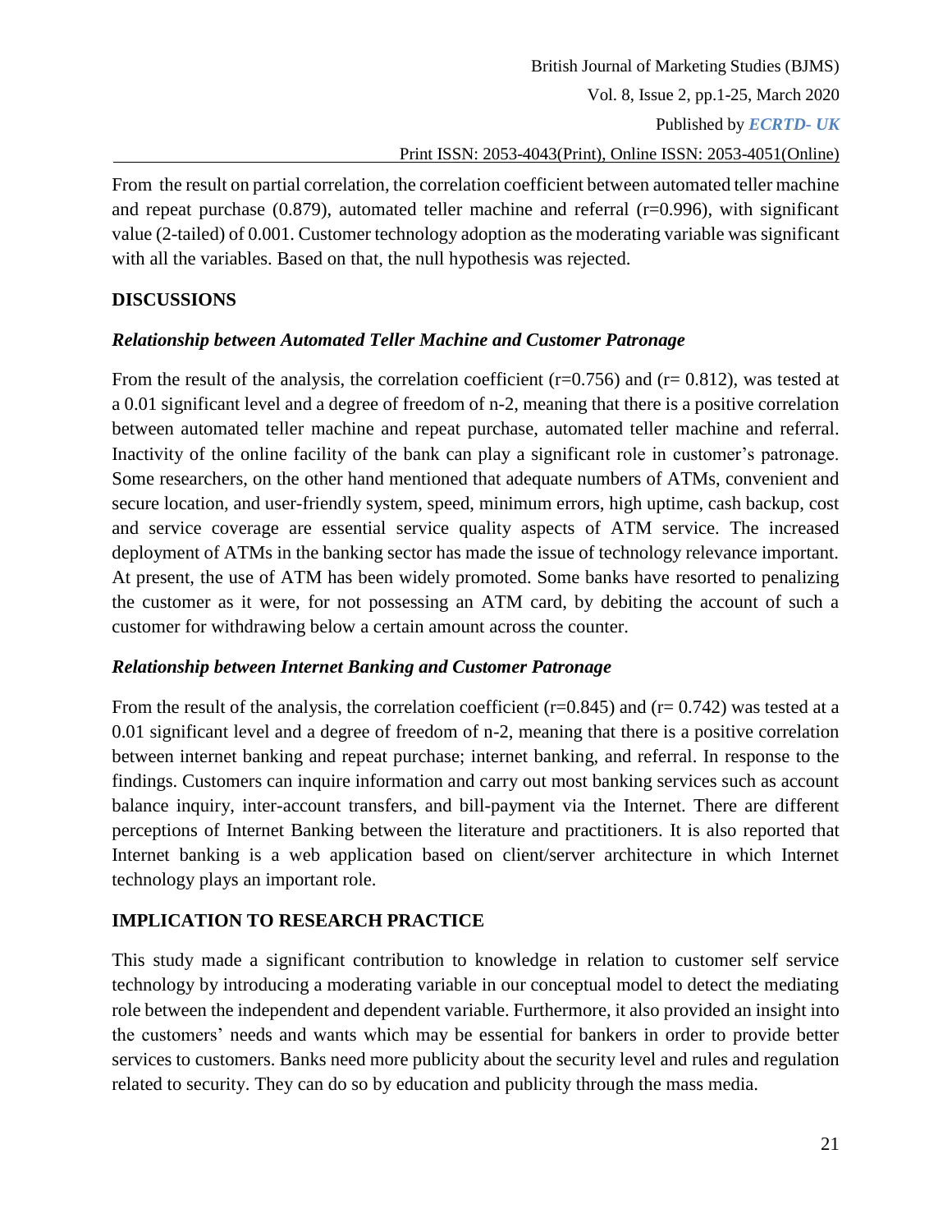From the result on partial correlation, the correlation coefficient between automated teller machine and repeat purchase (0.879), automated teller machine and referral (r=0.996), with significant value (2-tailed) of 0.001. Customer technology adoption as the moderating variable was significant with all the variables. Based on that, the null hypothesis was rejected.

## DISCUSSIONS

### *Relationship between Automated Teller Machine and Customer Patronage*

From the result of the analysis, the correlation coefficient (r=0.756) and (r= 0.812), was tested at a 0.01 significant level and a degree of freedom of n-2, meaning that there is a positive correlation between automated teller machine and repeat purchase, automated teller machine and referral. Inactivity of the online facility of the bank can play a significant role in customer's patronage. Some researchers, on the other hand mentioned that adequate numbers of ATMs, convenient and secure location, and user-friendly system, speed, minimum errors, high uptime, cash backup, cost and service coverage are essential service quality aspects of ATM service. The increased deployment of ATMs in the banking sector has made the issue of technology relevance important. At present, the use of ATM has been widely promoted. Some banks have resorted to penalizing the customer as it were, for not possessing an ATM card, by debiting the account of such a customer for withdrawing below a certain amount across the counter.

### *Relationship between Internet Banking and Customer Patronage*

From the result of the analysis, the correlation coefficient (r=0.845) and (r= 0.742) was tested at a 0.01 significant level and a degree of freedom of n-2, meaning that there is a positive correlation between internet banking and repeat purchase; internet banking, and referral. In response to the findings. Customers can inquire information and carry out most banking services such as account balance inquiry, inter-account transfers, and bill-payment via the Internet. There are different perceptions of Internet Banking between the literature and practitioners. It is also reported that Internet banking is a web application based on client/server architecture in which Internet technology plays an important role.

## IMPLICATION TO RESEARCH PRACTICE

This study made a significant contribution to knowledge in relation to customer self service technology by introducing a moderating variable in our conceptual model to detect the mediating role between the independent and dependent variable. Furthermore, it also provided an insight into the customers' needs and wants which may be essential for bankers in order to provide better services to customers. Banks need more publicity about the security level and rules and regulation related to security. They can do so by education and publicity through the mass media.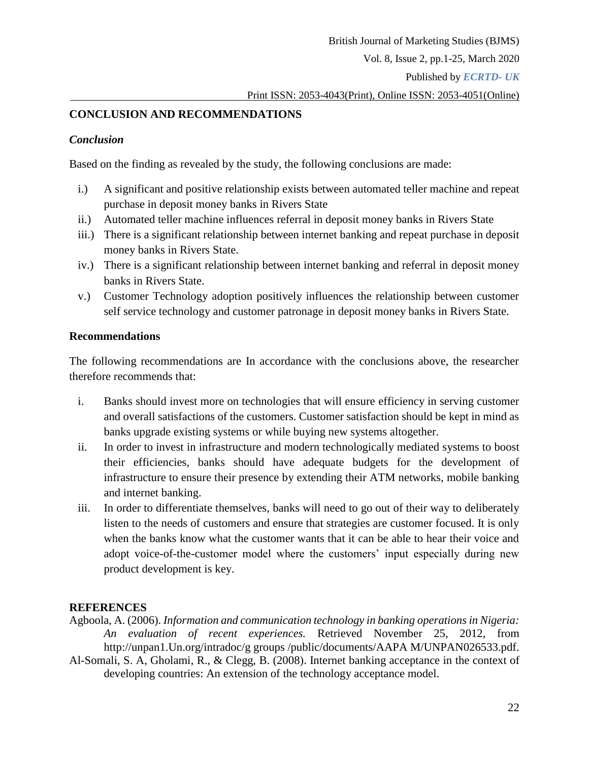## CONCLUSION AND RECOMMENDATIONS

### *Conclusion*

Based on the finding as revealed by the study, the following conclusions are made:

i.) A significant and positive relationship exists between automated teller machine and repeat purchase in deposit money banks in Rivers State

ii.) Automated teller machine influences referral in deposit money banks in Rivers State

iii.) There is a significant relationship between internet banking and repeat purchase in deposit money banks in Rivers State.

iv.) There is a significant relationship between internet banking and referral in deposit money banks in Rivers State.

v.) Customer Technology adoption positively influences the relationship between customer self service technology and customer patronage in deposit money banks in Rivers State.

### Recommendations

The following recommendations are In accordance with the conclusions above, the researcher therefore recommends that:

i. Banks should invest more on technologies that will ensure efficiency in serving customer and overall satisfactions of the customers. Customer satisfaction should be kept in mind as banks upgrade existing systems or while buying new systems altogether.

ii. In order to invest in infrastructure and modern technologically mediated systems to boost their efficiencies, banks should have adequate budgets for the development of infrastructure to ensure their presence by extending their ATM networks, mobile banking and internet banking.

iii. In order to differentiate themselves, banks will need to go out of their way to deliberately listen to the needs of customers and ensure that strategies are customer focused. It is only when the banks know what the customer wants that it can be able to hear their voice and adopt voice-of-the-customer model where the customers' input especially during new product development is key.

## REFERENCES

Agboola, A. (2006). *Information and communication technology in banking operations in Nigeria: An evaluation of recent experiences.* Retrieved November 25, 2012, from http://unpan1.Un.org/intradoc/g groups /public/documents/AAPA M/UNPAN026533.pdf.

Al-Somali, S. A, Gholami, R., & Clegg, B. (2008). Internet banking acceptance in the context of developing countries: An extension of the technology acceptance model.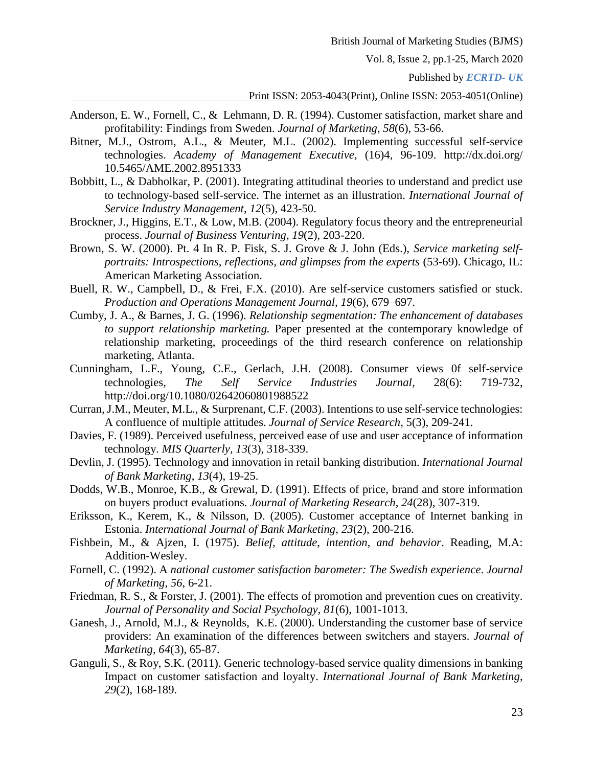Anderson, E. W., Fornell, C., & Lehmann, D. R. (1994). Customer satisfaction, market share and profitability: Findings from Sweden. *Journal of Marketing*, *58*(6), 53-66.

Bitner, M.J., Ostrom, A.L., & Meuter, M.L. (2002). Implementing successful self-service technologies. *Academy of Management Executive*, (16)4, 96-109. http://dx.doi.org/ 10.5465/AME.2002.8951333

Bobbitt, L., & Dabholkar, P. (2001). Integrating attitudinal theories to understand and predict use to technology-based self-service. The internet as an illustration. *International Journal of Service Industry Management*, *12*(5), 423-50.

Brockner, J., Higgins, E.T., & Low, M.B. (2004). Regulatory focus theory and the entrepreneurial process. *Journal of Business Venturing, 19*(2), 203-220.

Brown, S. W. (2000). Pt. 4 In R. P. Fisk, S. J. Grove & J. John (Eds.), *Service marketing self-portraits: Introspections, reflections, and glimpses from the experts* (53-69). Chicago, IL: American Marketing Association.

Buell, R. W., Campbell, D., & Frei, F.X. (2010). Are self-service customers satisfied or stuck. *Production and Operations Management Journal*, *19*(6), 679–697.

Cumby, J. A., & Barnes, J. G. (1996). *Relationship segmentation: The enhancement of databases to support relationship marketing.* Paper presented at the contemporary knowledge of relationship marketing, proceedings of the third research conference on relationship marketing, Atlanta.

Cunningham, L.F., Young, C.E., Gerlach, J.H. (2008). Consumer views 0f self-service technologies, *The Self Service Industries Journal*, 28(6): 719-732, http://doi.org/10.1080/02642060801988522

Curran, J.M., Meuter, M.L., & Surprenant, C.F. (2003). Intentions to use self-service technologies: A confluence of multiple attitudes. *Journal of Service Research*, 5(3), 209-241.

Davies, F. (1989). Perceived usefulness, perceived ease of use and user acceptance of information technology. *MIS Quarterly*, *13*(3), 318-339.

Devlin, J. (1995). Technology and innovation in retail banking distribution. *International Journal of Bank Marketing*, *13*(4), 19-25.

Dodds, W.B., Monroe, K.B., & Grewal, D. (1991). Effects of price, brand and store information on buyers product evaluations. *Journal of Marketing Research*, *24*(28), 307-319.

Eriksson, K., Kerem, K., & Nilsson, D. (2005). Customer acceptance of Internet banking in Estonia. *International Journal of Bank Marketing*, *23*(2), 200-216.

Fishbein, M., & Ajzen, I. (1975). *Belief, attitude, intention, and behavior*. Reading, M.A: Addition-Wesley.

Fornell, C. (1992). A *national customer satisfaction barometer: The Swedish experience*. *Journal of Marketing*, *56*, 6-21.

Friedman, R. S., & Forster, J. (2001). The effects of promotion and prevention cues on creativity. *Journal of Personality and Social Psychology, 81*(6), 1001-1013.

Ganesh, J., Arnold, M.J., & Reynolds, K.E. (2000). Understanding the customer base of service providers: An examination of the differences between switchers and stayers. *Journal of Marketing*, *64*(3), 65-87.

Ganguli, S., & Roy, S.K. (2011). Generic technology-based service quality dimensions in banking Impact on customer satisfaction and loyalty. *International Journal of Bank Marketing*, *29*(2), 168-189.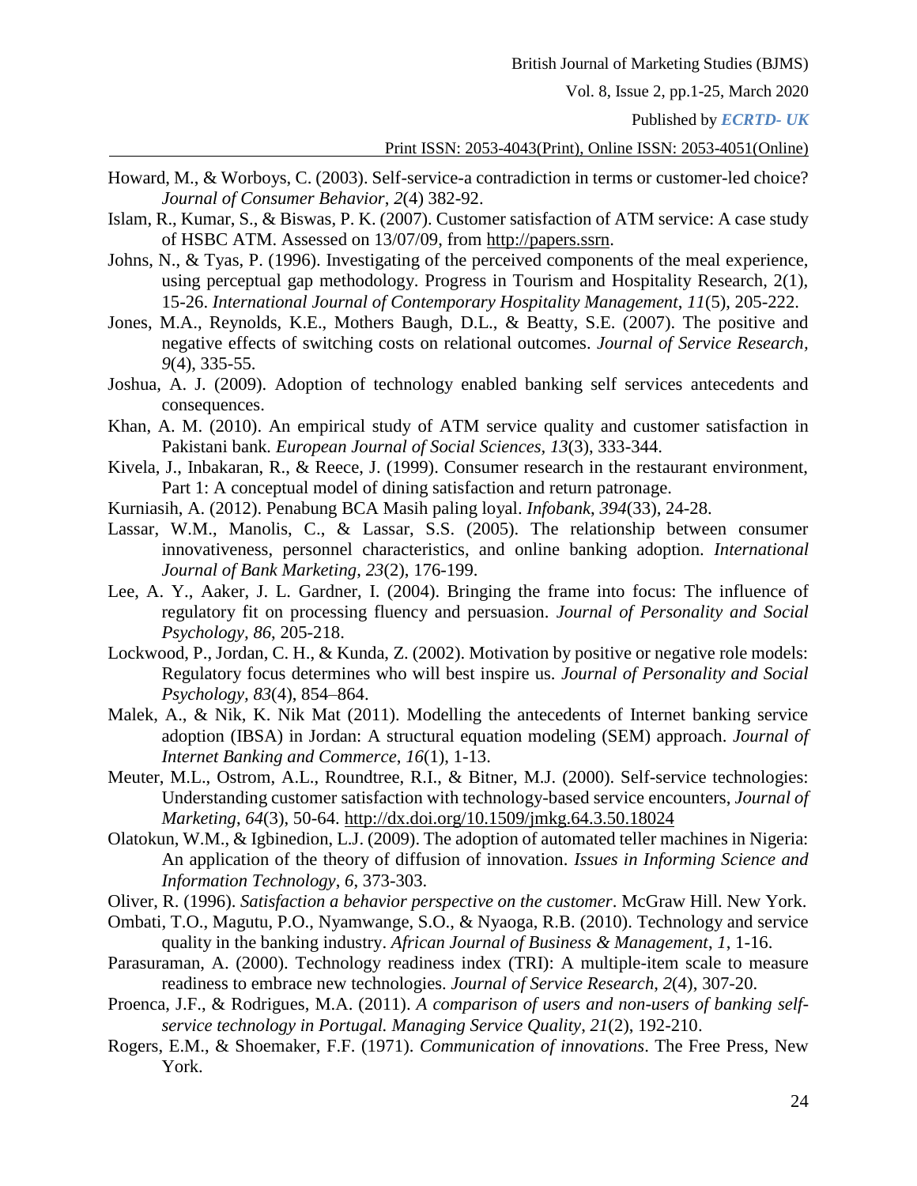Howard, M., & Worboys, C. (2003). Self-service-a contradiction in terms or customer-led choice? *Journal of Consumer Behavior*, *2*(4) 382-92.

Islam, R., Kumar, S., & Biswas, P. K. (2007). Customer satisfaction of ATM service: A case study of HSBC ATM. Assessed on 13/07/09, from http://papers.ssrn.

Johns, N., & Tyas, P. (1996). Investigating of the perceived components of the meal experience, using perceptual gap methodology. Progress in Tourism and Hospitality Research, 2(1), 15-26. *International Journal of Contemporary Hospitality Management*, *11*(5), 205-222.

Jones, M.A., Reynolds, K.E., Mothers Baugh, D.L., & Beatty, S.E. (2007). The positive and negative effects of switching costs on relational outcomes. *Journal of Service Research, 9*(4), 335-55.

Joshua, A. J. (2009). Adoption of technology enabled banking self services antecedents and consequences.

Khan, A. M. (2010). An empirical study of ATM service quality and customer satisfaction in Pakistani bank. *European Journal of Social Sciences, 13*(3), 333-344.

Kivela, J., Inbakaran, R., & Reece, J. (1999). Consumer research in the restaurant environment, Part 1: A conceptual model of dining satisfaction and return patronage.

Kurniasih, A. (2012). Penabung BCA Masih paling loyal. *Infobank*, *394*(33), 24-28.

Lassar, W.M., Manolis, C., & Lassar, S.S. (2005). The relationship between consumer innovativeness, personnel characteristics, and online banking adoption. *International Journal of Bank Marketing*, *23*(2), 176-199.

Lee, A. Y., Aaker, J. L. Gardner, I. (2004). Bringing the frame into focus: The influence of regulatory fit on processing fluency and persuasion. *Journal of Personality and Social Psychology, 86*, 205-218.

Lockwood, P., Jordan, C. H., & Kunda, Z. (2002). Motivation by positive or negative role models: Regulatory focus determines who will best inspire us. *Journal of Personality and Social Psychology, 83*(4), 854–864.

Malek, A., & Nik, K. Nik Mat (2011). Modelling the antecedents of Internet banking service adoption (IBSA) in Jordan: A structural equation modeling (SEM) approach. *Journal of Internet Banking and Commerce, 16*(1), 1-13.

Meuter, M.L., Ostrom, A.L., Roundtree, R.I., & Bitner, M.J. (2000). Self-service technologies: Understanding customer satisfaction with technology-based service encounters, *Journal of Marketing*, *64*(3), 50-64. http://dx.doi.org/10.1509/jmkg.64.3.50.18024

Olatokun, W.M., & Igbinedion, L.J. (2009). The adoption of automated teller machines in Nigeria: An application of the theory of diffusion of innovation. *Issues in Informing Science and Information Technology*, *6*, 373-303.

Oliver, R. (1996). *Satisfaction a behavior perspective on the customer*. McGraw Hill. New York.

Ombati, T.O., Magutu, P.O., Nyamwange, S.O., & Nyaoga, R.B. (2010). Technology and service quality in the banking industry. *African Journal of Business & Management*, *1*, 1-16.

Parasuraman, A. (2000). Technology readiness index (TRI): A multiple-item scale to measure readiness to embrace new technologies. *Journal of Service Research, 2*(4), 307-20.

Proenca, J.F., & Rodrigues, M.A. (2011). *A comparison of users and non-users of banking self-service technology in Portugal. Managing Service Quality*, *21*(2), 192-210.

Rogers, E.M., & Shoemaker, F.F. (1971). *Communication of innovations*. The Free Press, New York.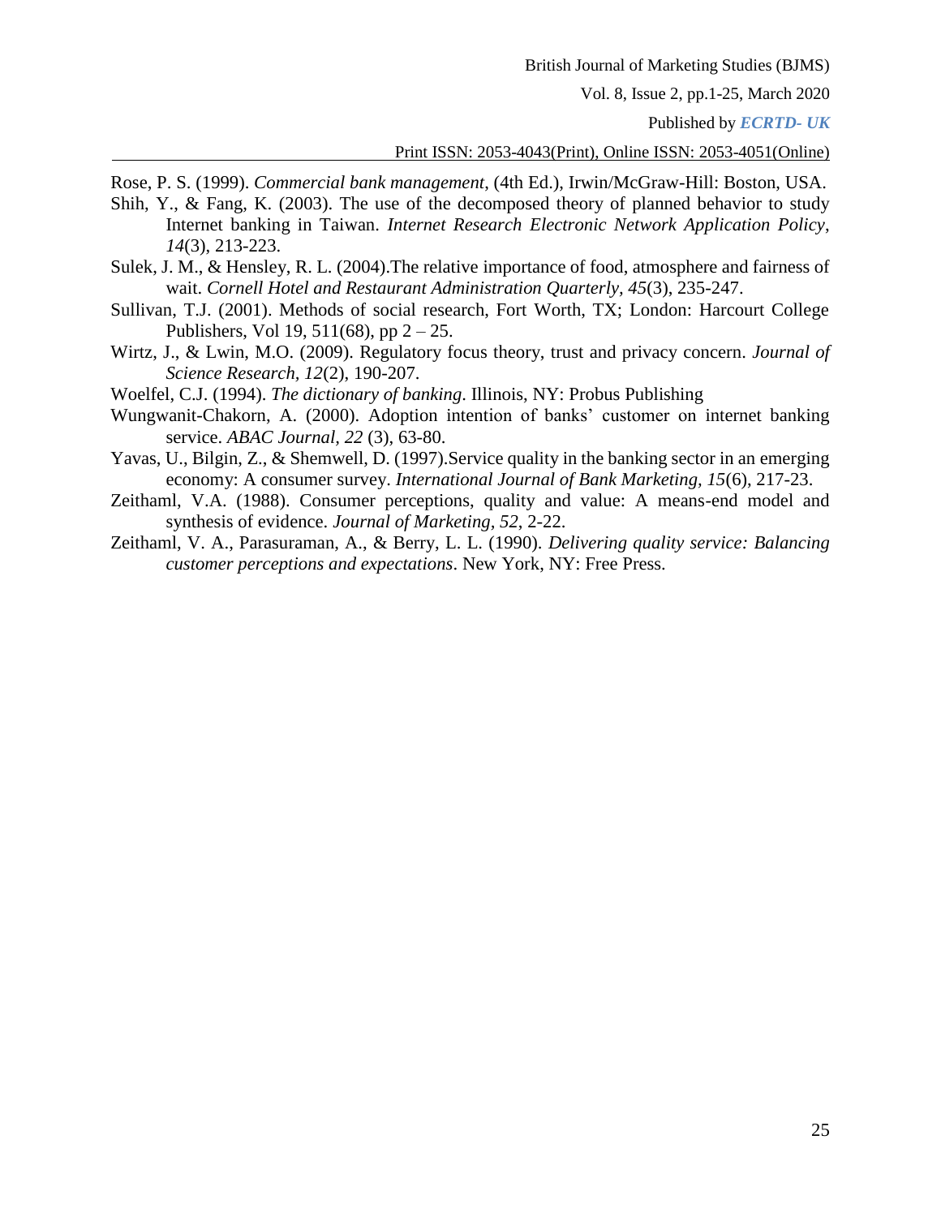Rose, P. S. (1999). *Commercial bank management*, (4th Ed.), Irwin/McGraw-Hill: Boston, USA.

Shih, Y., & Fang, K. (2003). The use of the decomposed theory of planned behavior to study Internet banking in Taiwan. *Internet Research Electronic Network Application Policy*, *14*(3), 213-223.

Sulek, J. M., & Hensley, R. L. (2004).The relative importance of food, atmosphere and fairness of wait. *Cornell Hotel and Restaurant Administration Quarterly, 45*(3), 235-247.

Sullivan, T.J. (2001). Methods of social research, Fort Worth, TX; London: Harcourt College Publishers, Vol 19, 511(68), pp 2 – 25.

Wirtz, J., & Lwin, M.O. (2009). Regulatory focus theory, trust and privacy concern. *Journal of Science Research*, *12*(2), 190-207.

Woelfel, C.J. (1994). *The dictionary of banking*. Illinois, NY: Probus Publishing

Wungwanit-Chakorn, A. (2000). Adoption intention of banks' customer on internet banking service. *ABAC Journal, 22* (3), 63-80.

Yavas, U., Bilgin, Z., & Shemwell, D. (1997).Service quality in the banking sector in an emerging economy: A consumer survey. *International Journal of Bank Marketing, 15*(6), 217-23.

Zeithaml, V.A. (1988). Consumer perceptions, quality and value: A means-end model and synthesis of evidence. *Journal of Marketing, 52*, 2-22.

Zeithaml, V. A., Parasuraman, A., & Berry, L. L. (1990). *Delivering quality service: Balancing customer perceptions and expectations*. New York, NY: Free Press.